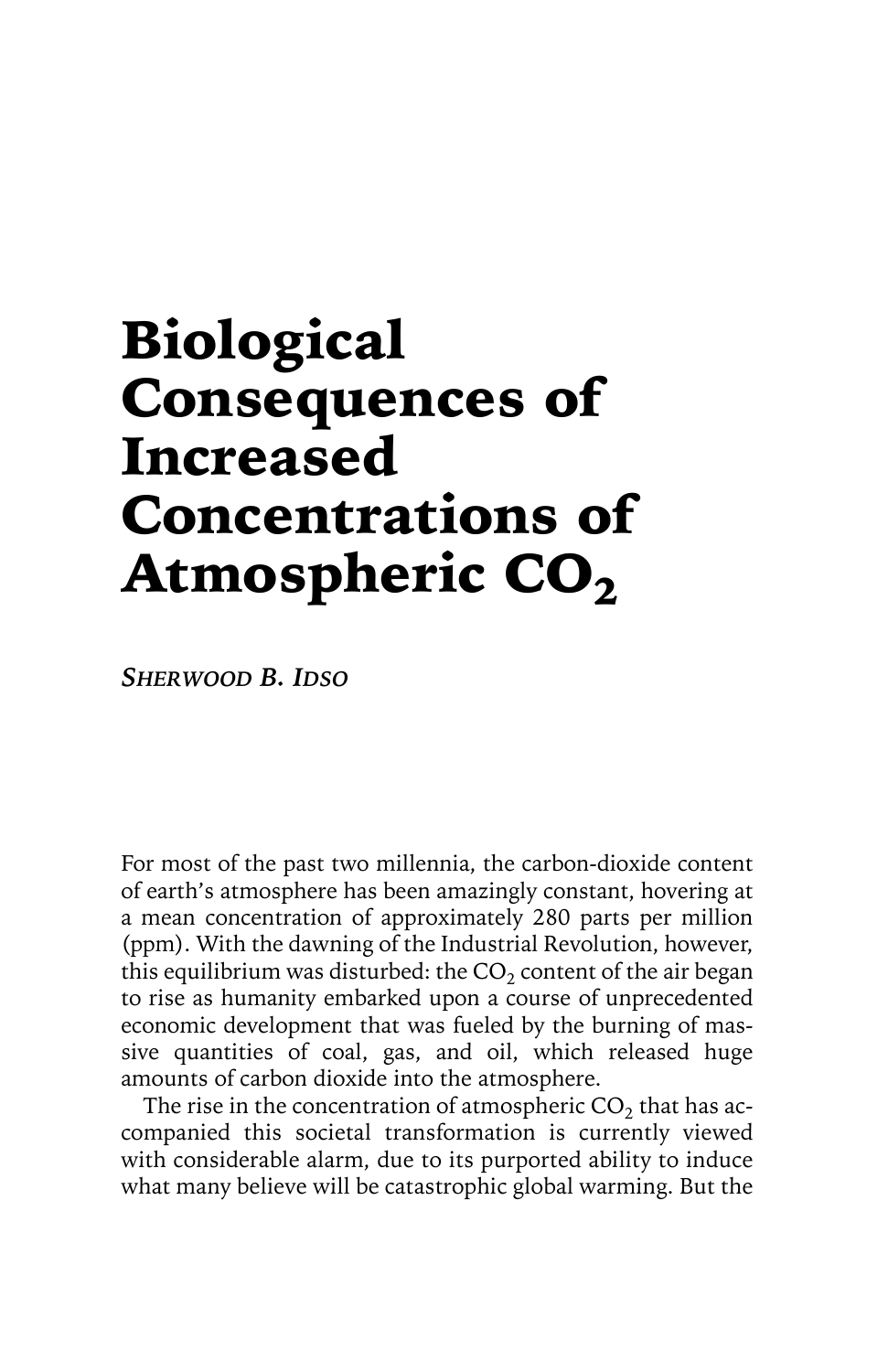# Biological Consequences of Increased Concentrations of Atmospheric $CO_2$

*Sherwood B. Idso*

For most of the past two millennia, the carbon-dioxide content of earth's atmosphere has been amazingly constant, hovering at a mean concentration of approximately 280 parts per million (ppm). With the dawning of the Industrial Revolution, however, this equilibrium was disturbed: the $CO_2$ content of the air began to rise as humanity embarked upon a course of unprecedented economic development that was fueled by the burning of massive quantities of coal, gas, and oil, which released huge amounts of carbon dioxide into the atmosphere.

The rise in the concentration of atmospheric $CO_2$ that has accompanied this societal transformation is currently viewed with considerable alarm, due to its purported ability to induce what many believe will be catastrophic global warming. But the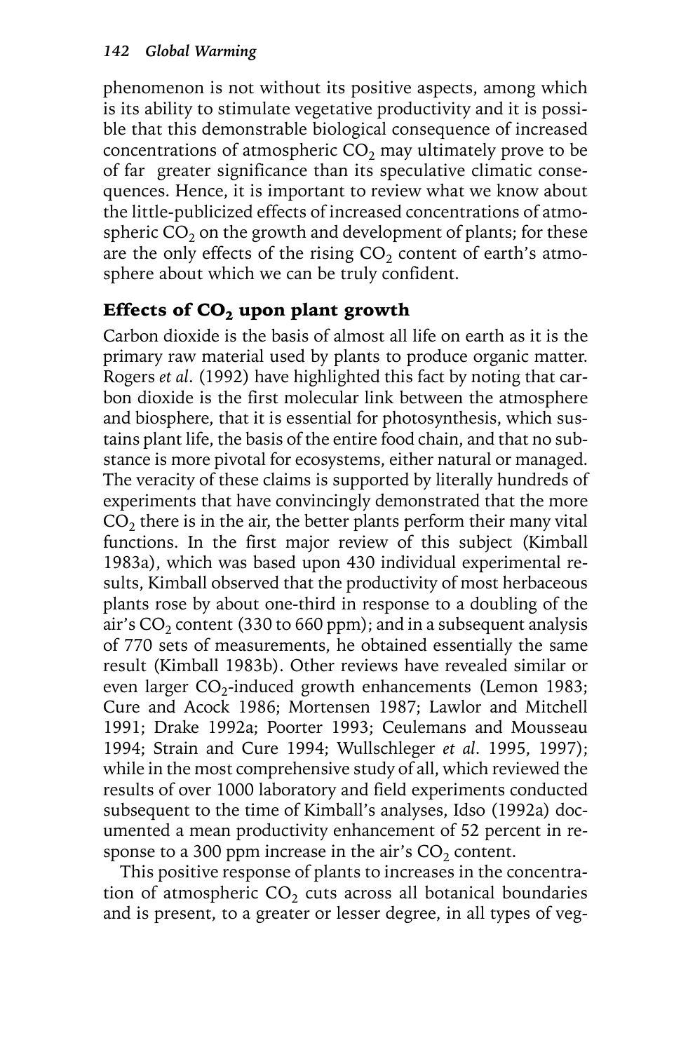phenomenon is not without its positive aspects, among which is its ability to stimulate vegetative productivity and it is possible that this demonstrable biological consequence of increased concentrations of atmospheric $CO_2$ may ultimately prove to be of far greater significance than its speculative climatic consequences. Hence, it is important to review what we know about the little-publicized effects of increased concentrations of atmospheric $CO_2$ on the growth and development of plants; for these are the only effects of the rising $CO_2$ content of earth's atmosphere about which we can be truly confident.

## Effects of $CO_2$ upon plant growth

Carbon dioxide is the basis of almost all life on earth as it is the primary raw material used by plants to produce organic matter. Rogers *et al.* (1992) have highlighted this fact by noting that carbon dioxide is the first molecular link between the atmosphere and biosphere, that it is essential for photosynthesis, which sustains plant life, the basis of the entire food chain, and that no substance is more pivotal for ecosystems, either natural or managed. The veracity of these claims is supported by literally hundreds of experiments that have convincingly demonstrated that the more $CO_2$ there is in the air, the better plants perform their many vital functions. In the first major review of this subject (Kimball 1983a), which was based upon 430 individual experimental results, Kimball observed that the productivity of most herbaceous plants rose by about one-third in response to a doubling of the air's $CO_2$ content (330 to 660 ppm); and in a subsequent analysis of 770 sets of measurements, he obtained essentially the same result (Kimball 1983b). Other reviews have revealed similar or even larger $CO_2$-induced growth enhancements (Lemon 1983; Cure and Acock 1986; Mortensen 1987; Lawlor and Mitchell 1991; Drake 1992a; Poorter 1993; Ceulemans and Mousseau 1994; Strain and Cure 1994; Wullschleger *et al.* 1995, 1997); while in the most comprehensive study of all, which reviewed the results of over 1000 laboratory and field experiments conducted subsequent to the time of Kimball's analyses, Idso (1992a) documented a mean productivity enhancement of 52 percent in response to a 300 ppm increase in the air's $CO_2$ content.

This positive response of plants to increases in the concentration of atmospheric $CO_2$ cuts across all botanical boundaries and is present, to a greater or lesser degree, in all types of veg-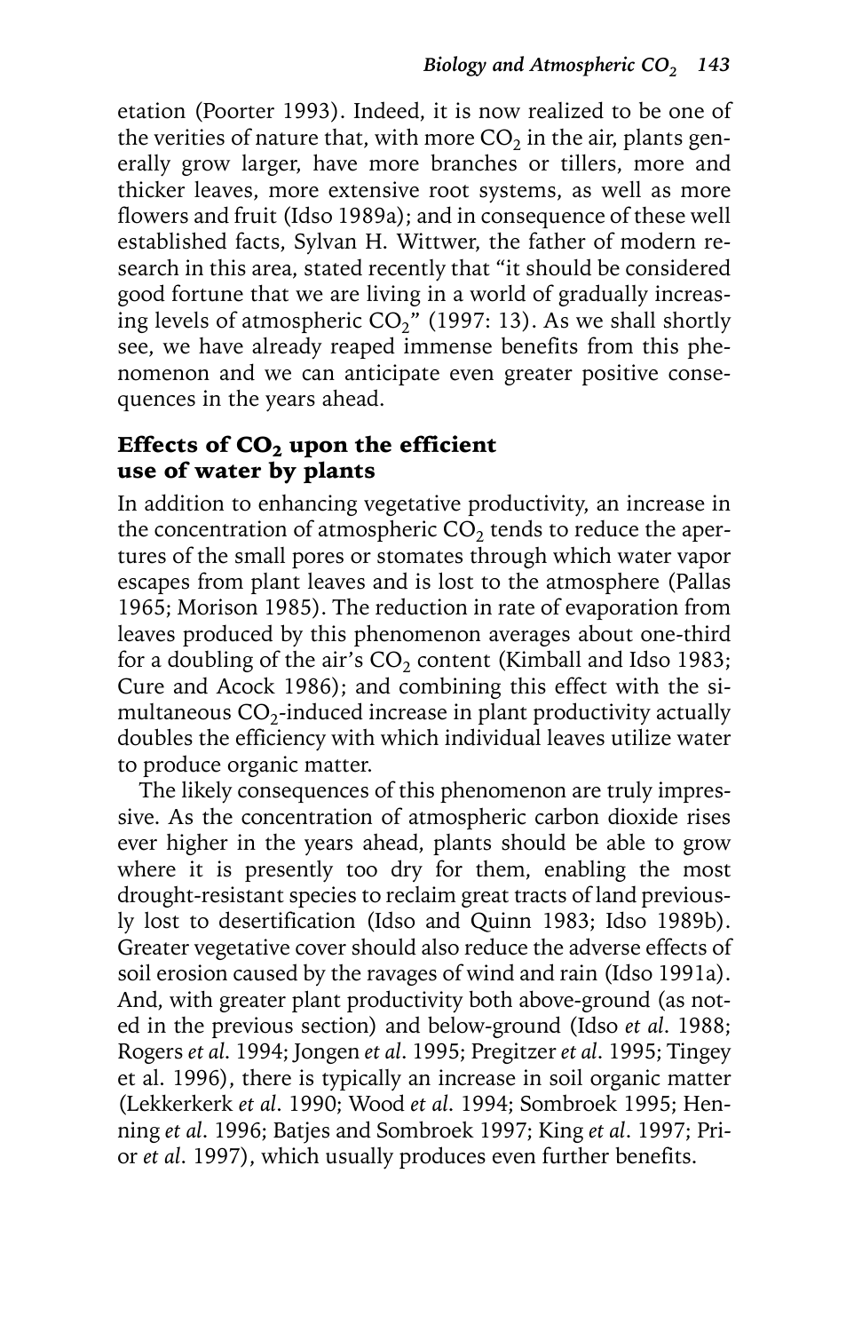etation (Poorter 1993). Indeed, it is now realized to be one of the verities of nature that, with more $CO_2$ in the air, plants generally grow larger, have more branches or tillers, more and thicker leaves, more extensive root systems, as well as more flowers and fruit (Idso 1989a); and in consequence of these well established facts, Sylvan H. Wittwer, the father of modern research in this area, stated recently that "it should be considered good fortune that we are living in a world of gradually increasing levels of atmospheric $CO_2$" (1997: 13). As we shall shortly see, we have already reaped immense benefits from this phenomenon and we can anticipate even greater positive consequences in the years ahead.

## Effects of $CO_2$ upon the efficient use of water by plants

In addition to enhancing vegetative productivity, an increase in the concentration of atmospheric $CO_2$ tends to reduce the apertures of the small pores or stomates through which water vapor escapes from plant leaves and is lost to the atmosphere (Pallas 1965; Morison 1985). The reduction in rate of evaporation from leaves produced by this phenomenon averages about one-third for a doubling of the air's $CO_2$ content (Kimball and Idso 1983; Cure and Acock 1986); and combining this effect with the simultaneous $CO_2$-induced increase in plant productivity actually doubles the efficiency with which individual leaves utilize water to produce organic matter.

The likely consequences of this phenomenon are truly impressive. As the concentration of atmospheric carbon dioxide rises ever higher in the years ahead, plants should be able to grow where it is presently too dry for them, enabling the most drought-resistant species to reclaim great tracts of land previously lost to desertification (Idso and Quinn 1983; Idso 1989b). Greater vegetative cover should also reduce the adverse effects of soil erosion caused by the ravages of wind and rain (Idso 1991a). And, with greater plant productivity both above-ground (as noted in the previous section) and below-ground (Idso *et al.* 1988; Rogers *et al.* 1994; Jongen *et al.* 1995; Pregitzer *et al.* 1995; Tingey et al. 1996), there is typically an increase in soil organic matter (Lekkerkerk *et al.* 1990; Wood *et al.* 1994; Sombroek 1995; Henning *et al.* 1996; Batjes and Sombroek 1997; King *et al.* 1997; Prior *et al.* 1997), which usually produces even further benefits.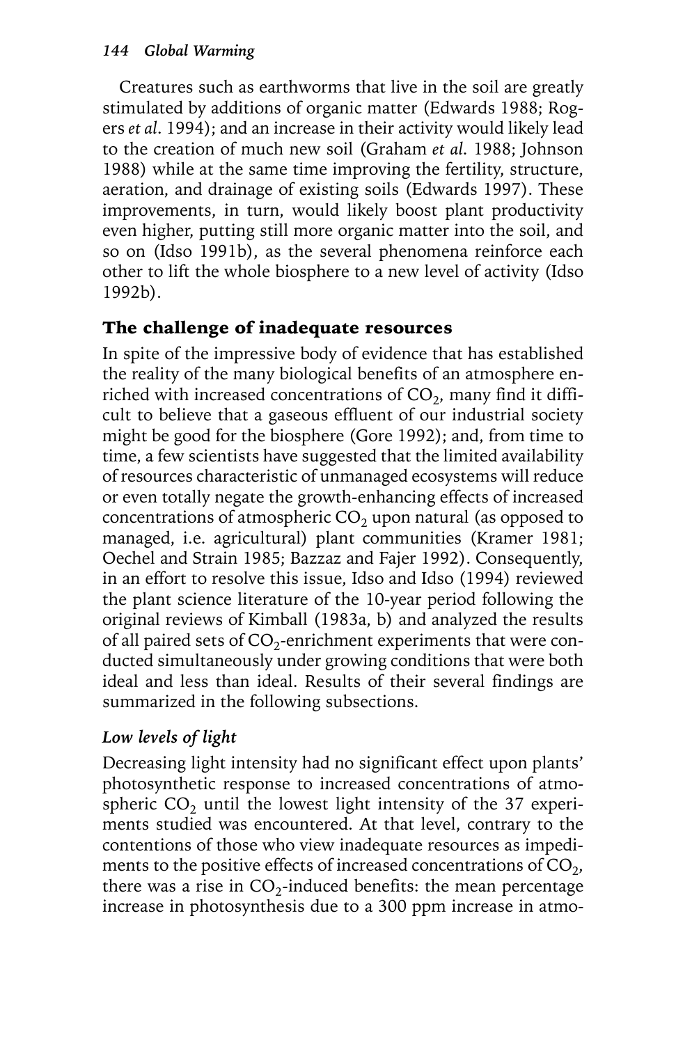Creatures such as earthworms that live in the soil are greatly stimulated by additions of organic matter (Edwards 1988; Rogers *et al*. 1994); and an increase in their activity would likely lead to the creation of much new soil (Graham *et al*. 1988; Johnson 1988) while at the same time improving the fertility, structure, aeration, and drainage of existing soils (Edwards 1997). These improvements, in turn, would likely boost plant productivity even higher, putting still more organic matter into the soil, and so on (Idso 1991b), as the several phenomena reinforce each other to lift the whole biosphere to a new level of activity (Idso 1992b).

## The challenge of inadequate resources

In spite of the impressive body of evidence that has established the reality of the many biological benefits of an atmosphere enriched with increased concentrations of $CO_2$, many find it difficult to believe that a gaseous effluent of our industrial society might be good for the biosphere (Gore 1992); and, from time to time, a few scientists have suggested that the limited availability of resources characteristic of unmanaged ecosystems will reduce or even totally negate the growth-enhancing effects of increased concentrations of atmospheric $CO_2$ upon natural (as opposed to managed, i.e. agricultural) plant communities (Kramer 1981; Oechel and Strain 1985; Bazzaz and Fajer 1992). Consequently, in an effort to resolve this issue, Idso and Idso (1994) reviewed the plant science literature of the 10-year period following the original reviews of Kimball (1983a, b) and analyzed the results of all paired sets of $CO_2$-enrichment experiments that were conducted simultaneously under growing conditions that were both ideal and less than ideal. Results of their several findings are summarized in the following subsections.

### *Low levels of light*

Decreasing light intensity had no significant effect upon plants' photosynthetic response to increased concentrations of atmospheric $CO_2$ until the lowest light intensity of the 37 experiments studied was encountered. At that level, contrary to the contentions of those who view inadequate resources as impediments to the positive effects of increased concentrations of $CO_2$, there was a rise in $CO_2$-induced benefits: the mean percentage increase in photosynthesis due to a 300 ppm increase in atmo-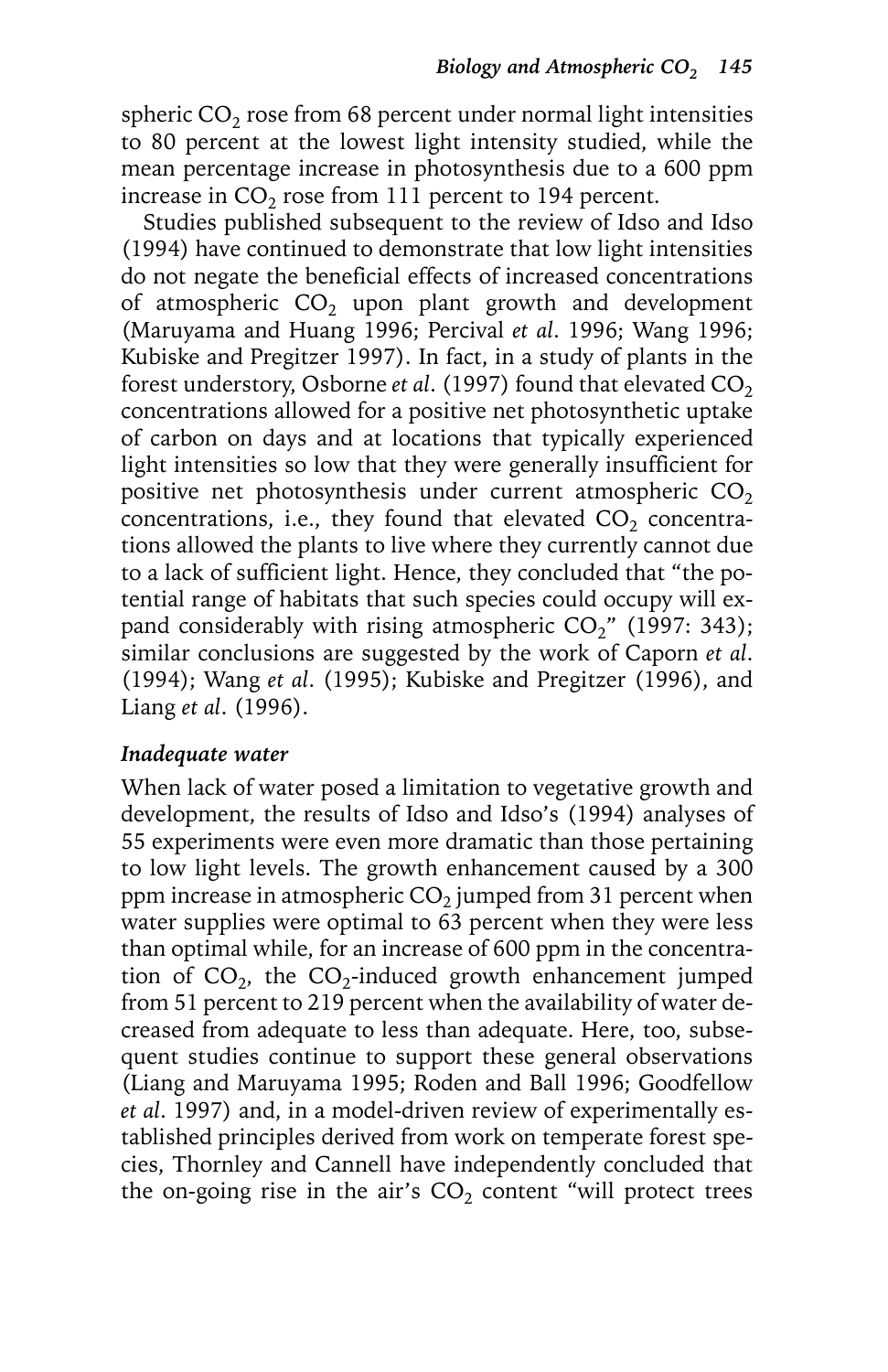spheric $CO_2$ rose from 68 percent under normal light intensities to 80 percent at the lowest light intensity studied, while the mean percentage increase in photosynthesis due to a 600 ppm increase in $CO_2$ rose from 111 percent to 194 percent.

Studies published subsequent to the review of Idso and Idso (1994) have continued to demonstrate that low light intensities do not negate the beneficial effects of increased concentrations of atmospheric $CO_2$ upon plant growth and development (Maruyama and Huang 1996; Percival *et al*. 1996; Wang 1996; Kubiske and Pregitzer 1997). In fact, in a study of plants in the forest understory, Osborne *et al*. (1997) found that elevated $CO_2$ concentrations allowed for a positive net photosynthetic uptake of carbon on days and at locations that typically experienced light intensities so low that they were generally insufficient for positive net photosynthesis under current atmospheric $CO_2$ concentrations, i.e., they found that elevated $CO_2$ concentrations allowed the plants to live where they currently cannot due to a lack of sufficient light. Hence, they concluded that "the potential range of habitats that such species could occupy will expand considerably with rising atmospheric $CO_2$" (1997: 343); similar conclusions are suggested by the work of Caporn *et al*. (1994); Wang *et al*. (1995); Kubiske and Pregitzer (1996), and Liang *et al*. (1996).

### *Inadequate water*

When lack of water posed a limitation to vegetative growth and development, the results of Idso and Idso's (1994) analyses of 55 experiments were even more dramatic than those pertaining to low light levels. The growth enhancement caused by a 300 ppm increase in atmospheric $CO_2$ jumped from 31 percent when water supplies were optimal to 63 percent when they were less than optimal while, for an increase of 600 ppm in the concentration of $CO_2$, the $CO_2$-induced growth enhancement jumped from 51 percent to 219 percent when the availability of water decreased from adequate to less than adequate. Here, too, subsequent studies continue to support these general observations (Liang and Maruyama 1995; Roden and Ball 1996; Goodfellow *et al*. 1997) and, in a model-driven review of experimentally established principles derived from work on temperate forest species, Thornley and Cannell have independently concluded that the on-going rise in the air's $CO_2$ content "will protect trees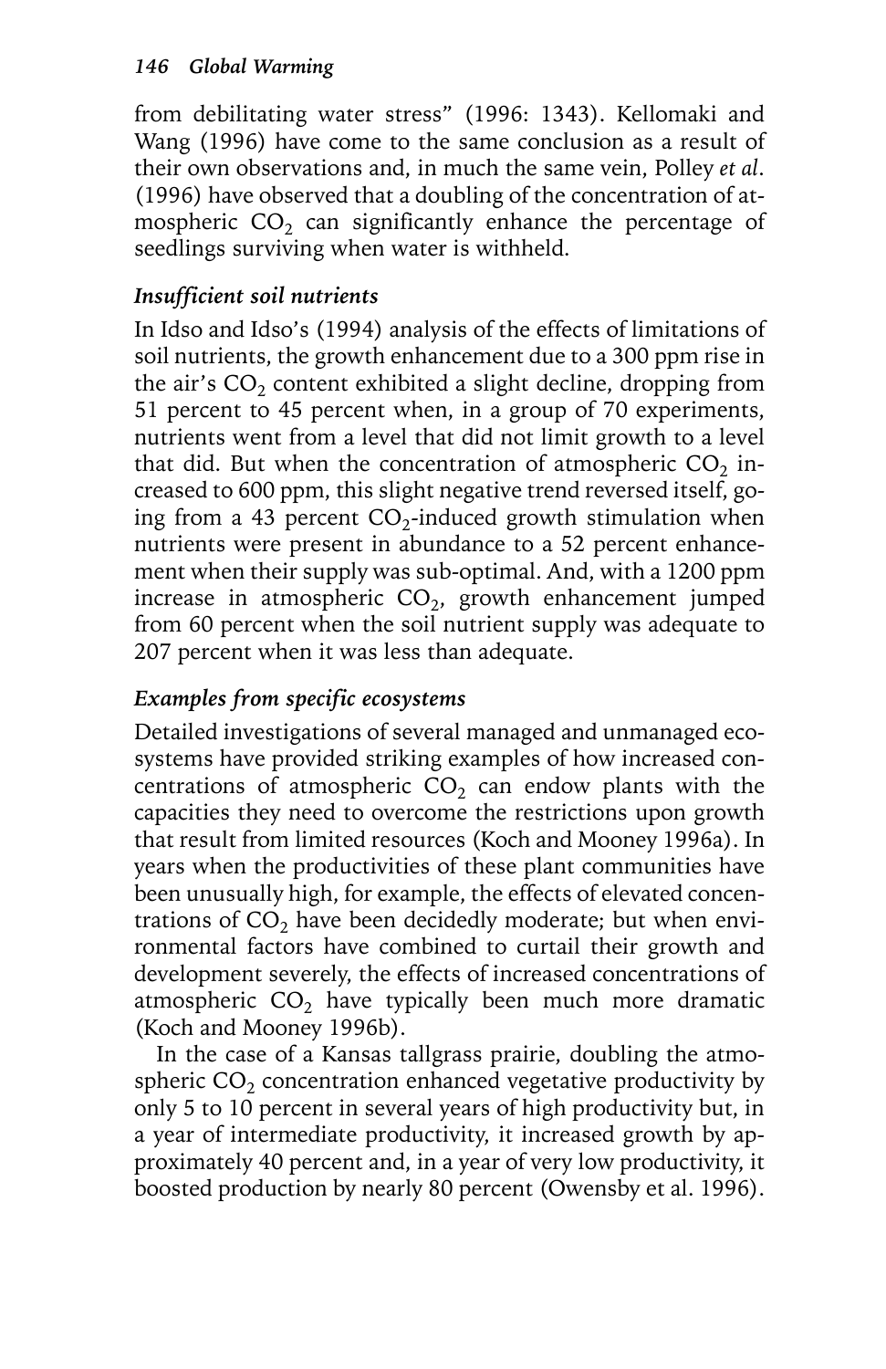from debilitating water stress" (1996: 1343). Kellomaki and Wang (1996) have come to the same conclusion as a result of their own observations and, in much the same vein, Polley *et al.* (1996) have observed that a doubling of the concentration of atmospheric $CO_2$ can significantly enhance the percentage of seedlings surviving when water is withheld.

### *Insufficient soil nutrients*

In Idso and Idso's (1994) analysis of the effects of limitations of soil nutrients, the growth enhancement due to a 300 ppm rise in the air's $CO_2$ content exhibited a slight decline, dropping from 51 percent to 45 percent when, in a group of 70 experiments, nutrients went from a level that did not limit growth to a level that did. But when the concentration of atmospheric $CO_2$ increased to 600 ppm, this slight negative trend reversed itself, going from a 43 percent $CO_2$-induced growth stimulation when nutrients were present in abundance to a 52 percent enhancement when their supply was sub-optimal. And, with a 1200 ppm increase in atmospheric $CO_2$, growth enhancement jumped from 60 percent when the soil nutrient supply was adequate to 207 percent when it was less than adequate.

### *Examples from specific ecosystems*

Detailed investigations of several managed and unmanaged ecosystems have provided striking examples of how increased concentrations of atmospheric $CO_2$ can endow plants with the capacities they need to overcome the restrictions upon growth that result from limited resources (Koch and Mooney 1996a). In years when the productivities of these plant communities have been unusually high, for example, the effects of elevated concentrations of $CO_2$ have been decidedly moderate; but when environmental factors have combined to curtail their growth and development severely, the effects of increased concentrations of atmospheric $CO_2$ have typically been much more dramatic (Koch and Mooney 1996b).

In the case of a Kansas tallgrass prairie, doubling the atmospheric $CO_2$ concentration enhanced vegetative productivity by only 5 to 10 percent in several years of high productivity but, in a year of intermediate productivity, it increased growth by approximately 40 percent and, in a year of very low productivity, it boosted production by nearly 80 percent (Owensby et al. 1996).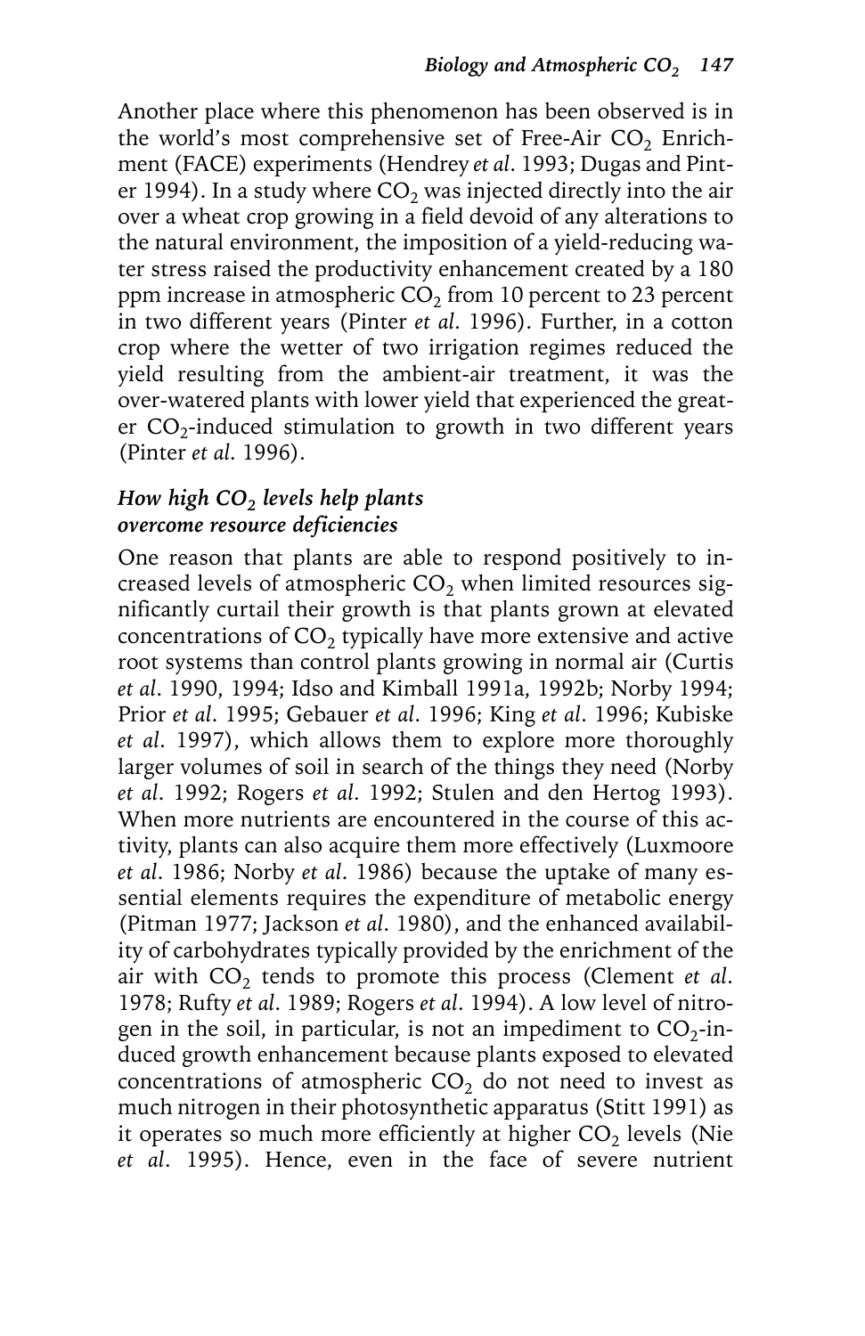Another place where this phenomenon has been observed is in the world's most comprehensive set of Free-Air $CO_2$ Enrichment (FACE) experiments (Hendrey *et al*. 1993; Dugas and Pinter 1994). In a study where $CO_2$ was injected directly into the air over a wheat crop growing in a field devoid of any alterations to the natural environment, the imposition of a yield-reducing water stress raised the productivity enhancement created by a 180 ppm increase in atmospheric $CO_2$ from 10 percent to 23 percent in two different years (Pinter *et al*. 1996). Further, in a cotton crop where the wetter of two irrigation regimes reduced the yield resulting from the ambient-air treatment, it was the over-watered plants with lower yield that experienced the greater $CO_2$-induced stimulation to growth in two different years (Pinter *et al*. 1996).

### *How high $CO_2$ levels help plants overcome resource deficiencies*

One reason that plants are able to respond positively to increased levels of atmospheric $CO_2$ when limited resources significantly curtail their growth is that plants grown at elevated concentrations of $CO_2$ typically have more extensive and active root systems than control plants growing in normal air (Curtis *et al*. 1990, 1994; Idso and Kimball 1991a, 1992b; Norby 1994; Prior *et al*. 1995; Gebauer *et al*. 1996; King *et al*. 1996; Kubiske *et al*. 1997), which allows them to explore more thoroughly larger volumes of soil in search of the things they need (Norby *et al*. 1992; Rogers *et al*. 1992; Stulen and den Hertog 1993). When more nutrients are encountered in the course of this activity, plants can also acquire them more effectively (Luxmoore *et al*. 1986; Norby *et al*. 1986) because the uptake of many essential elements requires the expenditure of metabolic energy (Pitman 1977; Jackson *et al*. 1980), and the enhanced availability of carbohydrates typically provided by the enrichment of the air with $CO_2$ tends to promote this process (Clement *et al*. 1978; Rufty *et al*. 1989; Rogers *et al*. 1994). A low level of nitrogen in the soil, in particular, is not an impediment to $CO_2$-induced growth enhancement because plants exposed to elevated concentrations of atmospheric $CO_2$ do not need to invest as much nitrogen in their photosynthetic apparatus (Stitt 1991) as it operates so much more efficiently at higher $CO_2$ levels (Nie *et al*. 1995). Hence, even in the face of severe nutrient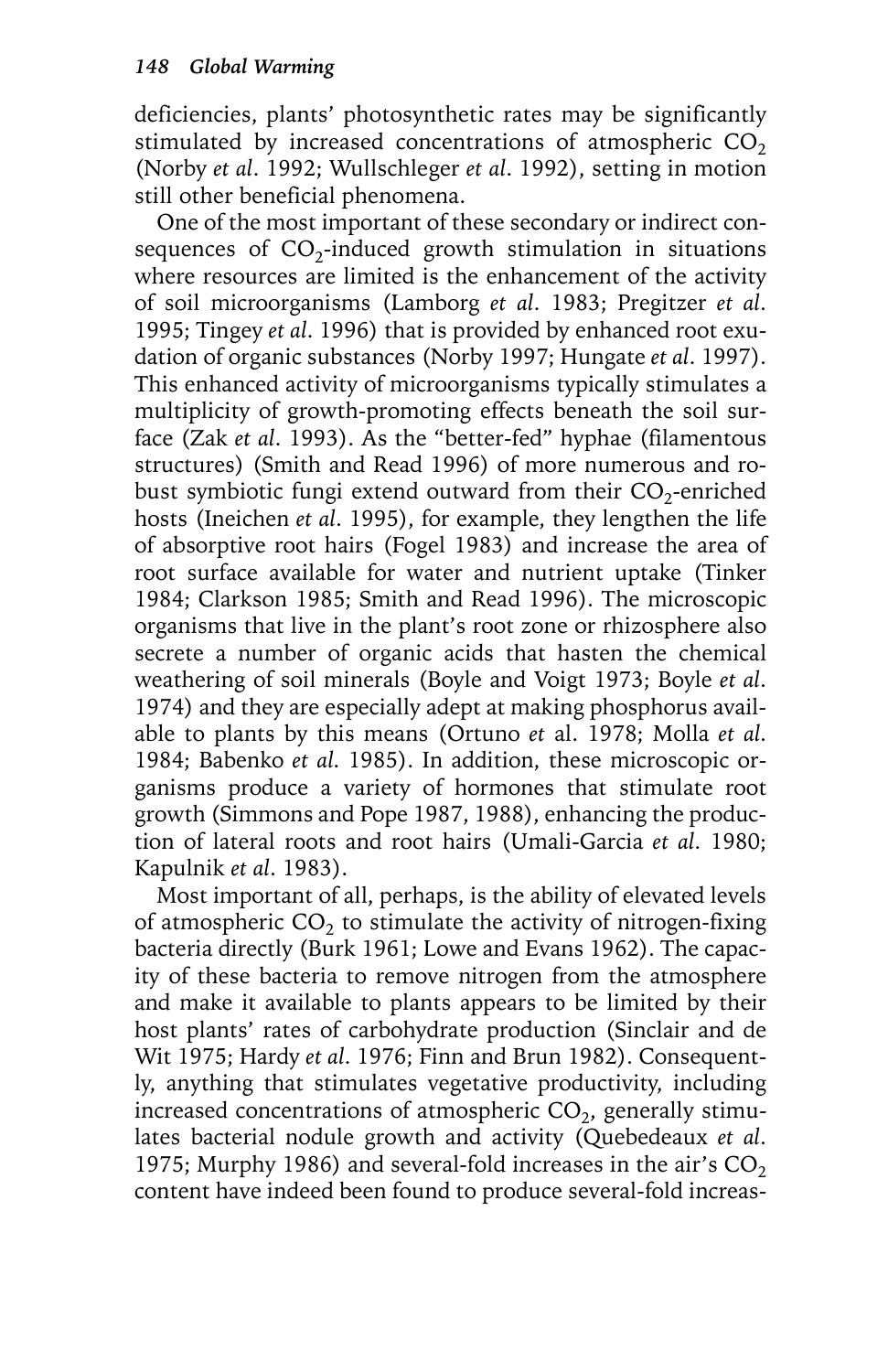deficiencies, plants' photosynthetic rates may be significantly stimulated by increased concentrations of atmospheric $CO_2$ (Norby *et al*. 1992; Wullschleger *et al*. 1992), setting in motion still other beneficial phenomena.

One of the most important of these secondary or indirect consequences of $CO_2$-induced growth stimulation in situations where resources are limited is the enhancement of the activity of soil microorganisms (Lamborg *et al*. 1983; Pregitzer *et al*. 1995; Tingey *et al*. 1996) that is provided by enhanced root exudation of organic substances (Norby 1997; Hungate *et al*. 1997). This enhanced activity of microorganisms typically stimulates a multiplicity of growth-promoting effects beneath the soil surface (Zak *et al*. 1993). As the "better-fed" hyphae (filamentous structures) (Smith and Read 1996) of more numerous and robust symbiotic fungi extend outward from their $CO_2$-enriched hosts (Ineichen *et al*. 1995), for example, they lengthen the life of absorptive root hairs (Fogel 1983) and increase the area of root surface available for water and nutrient uptake (Tinker 1984; Clarkson 1985; Smith and Read 1996). The microscopic organisms that live in the plant's root zone or rhizosphere also secrete a number of organic acids that hasten the chemical weathering of soil minerals (Boyle and Voigt 1973; Boyle *et al*. 1974) and they are especially adept at making phosphorus available to plants by this means (Ortuno *et* al. 1978; Molla *et al*. 1984; Babenko *et al*. 1985). In addition, these microscopic organisms produce a variety of hormones that stimulate root growth (Simmons and Pope 1987, 1988), enhancing the production of lateral roots and root hairs (Umali-Garcia *et al*. 1980; Kapulnik *et al*. 1983).

Most important of all, perhaps, is the ability of elevated levels of atmospheric $CO_2$ to stimulate the activity of nitrogen-fixing bacteria directly (Burk 1961; Lowe and Evans 1962). The capacity of these bacteria to remove nitrogen from the atmosphere and make it available to plants appears to be limited by their host plants' rates of carbohydrate production (Sinclair and de Wit 1975; Hardy *et al*. 1976; Finn and Brun 1982). Consequently, anything that stimulates vegetative productivity, including increased concentrations of atmospheric $CO_2$, generally stimulates bacterial nodule growth and activity (Quebedeaux *et al*. 1975; Murphy 1986) and several-fold increases in the air's $CO_2$ content have indeed been found to produce several-fold increas-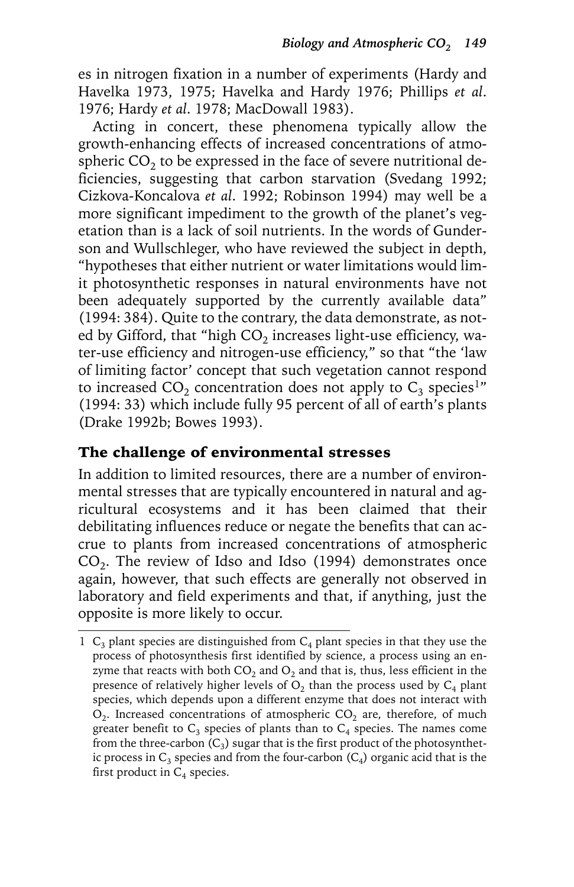es in nitrogen fixation in a number of experiments (Hardy and Havelka 1973, 1975; Havelka and Hardy 1976; Phillips *et al*. 1976; Hardy *et al*. 1978; MacDowall 1983).

Acting in concert, these phenomena typically allow the growth-enhancing effects of increased concentrations of atmospheric $CO_2$ to be expressed in the face of severe nutritional deficiencies, suggesting that carbon starvation (Svedang 1992; Cizkova-Koncalova *et al*. 1992; Robinson 1994) may well be a more significant impediment to the growth of the planet's vegetation than is a lack of soil nutrients. In the words of Gunderson and Wullschleger, who have reviewed the subject in depth, "hypotheses that either nutrient or water limitations would limit photosynthetic responses in natural environments have not been adequately supported by the currently available data" (1994: 384). Quite to the contrary, the data demonstrate, as noted by Gifford, that "high $CO_2$ increases light-use efficiency, water-use efficiency and nitrogen-use efficiency," so that "the 'law of limiting factor' concept that such vegetation cannot respond to increased $CO_2$ concentration does not apply to $C_3$ species[1]" (1994: 33) which include fully 95 percent of all of earth's plants (Drake 1992b; Bowes 1993).

## The challenge of environmental stresses

In addition to limited resources, there are a number of environmental stresses that are typically encountered in natural and agricultural ecosystems and it has been claimed that their debilitating influences reduce or negate the benefits that can accrue to plants from increased concentrations of atmospheric $CO_2$. The review of Idso and Idso (1994) demonstrates once again, however, that such effects are generally not observed in laboratory and field experiments and that, if anything, just the opposite is more likely to occur.

---

1 $C_3$ plant species are distinguished from $C_4$ plant species in that they use the process of photosynthesis first identified by science, a process using an enzyme that reacts with both $CO_2$ and $O_2$ and that is, thus, less efficient in the presence of relatively higher levels of $O_2$ than the process used by $C_4$ plant species, which depends upon a different enzyme that does not interact with $O_2$. Increased concentrations of atmospheric $CO_2$ are, therefore, of much greater benefit to $C_3$ species of plants than to $C_4$ species. The names come from the three-carbon ($C_3$) sugar that is the first product of the photosynthetic process in $C_3$ species and from the four-carbon ($C_4$) organic acid that is the first product in $C_4$ species.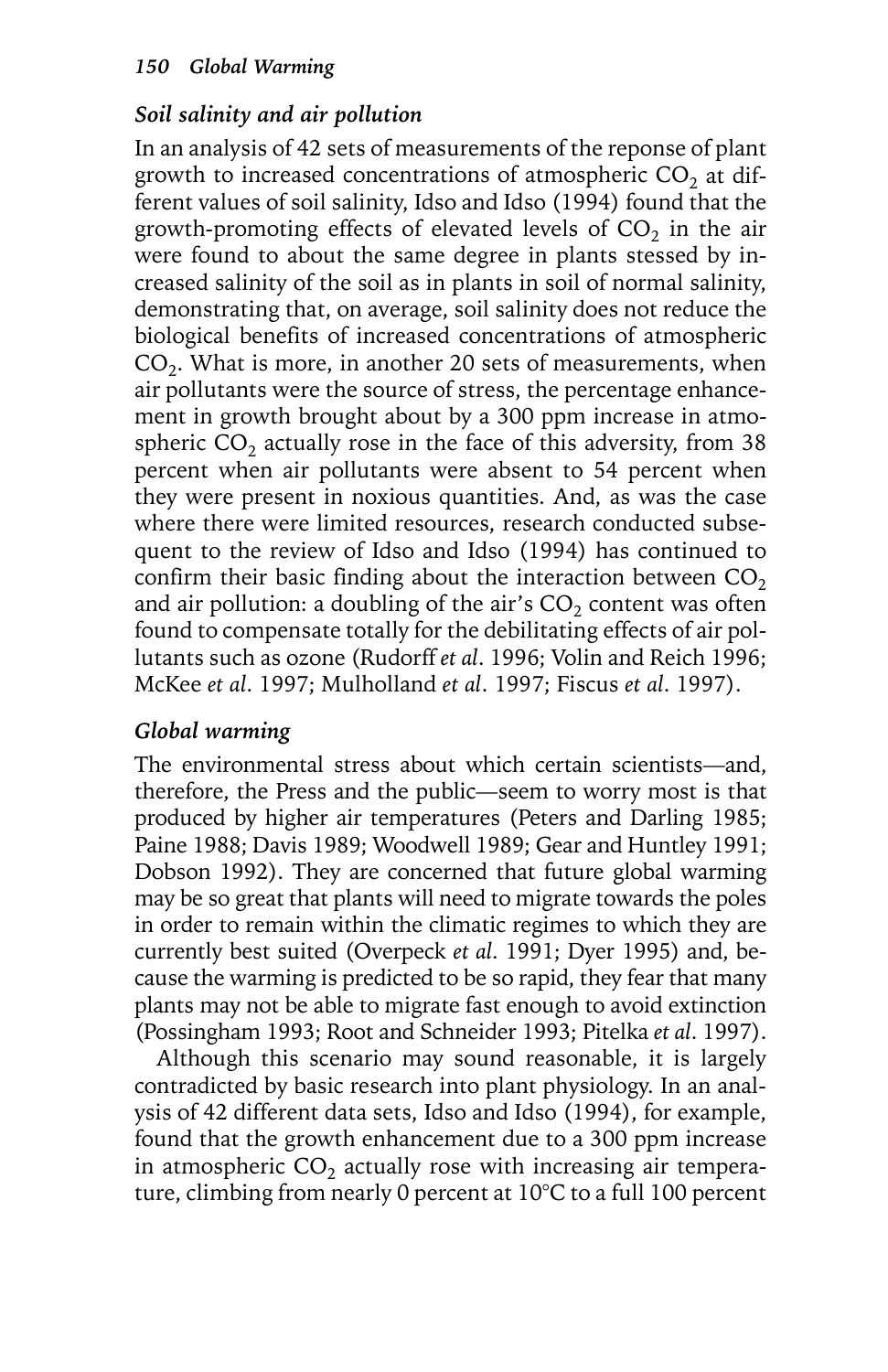### *Soil salinity and air pollution*

In an analysis of 42 sets of measurements of the reponse of plant growth to increased concentrations of atmospheric $CO_2$ at different values of soil salinity, Idso and Idso (1994) found that the growth-promoting effects of elevated levels of $CO_2$ in the air were found to about the same degree in plants stessed by increased salinity of the soil as in plants in soil of normal salinity, demonstrating that, on average, soil salinity does not reduce the biological benefits of increased concentrations of atmospheric $CO_2$. What is more, in another 20 sets of measurements, when air pollutants were the source of stress, the percentage enhancement in growth brought about by a 300 ppm increase in atmospheric $CO_2$ actually rose in the face of this adversity, from 38 percent when air pollutants were absent to 54 percent when they were present in noxious quantities. And, as was the case where there were limited resources, research conducted subsequent to the review of Idso and Idso (1994) has continued to confirm their basic finding about the interaction between $CO_2$ and air pollution: a doubling of the air's $CO_2$ content was often found to compensate totally for the debilitating effects of air pollutants such as ozone (Rudorff *et al*. 1996; Volin and Reich 1996; McKee *et al*. 1997; Mulholland *et al*. 1997; Fiscus *et al*. 1997).

### *Global warming*

The environmental stress about which certain scientists—and, therefore, the Press and the public—seem to worry most is that produced by higher air temperatures (Peters and Darling 1985; Paine 1988; Davis 1989; Woodwell 1989; Gear and Huntley 1991; Dobson 1992). They are concerned that future global warming may be so great that plants will need to migrate towards the poles in order to remain within the climatic regimes to which they are currently best suited (Overpeck *et al*. 1991; Dyer 1995) and, because the warming is predicted to be so rapid, they fear that many plants may not be able to migrate fast enough to avoid extinction (Possingham 1993; Root and Schneider 1993; Pitelka *et al*. 1997).

Although this scenario may sound reasonable, it is largely contradicted by basic research into plant physiology. In an analysis of 42 different data sets, Idso and Idso (1994), for example, found that the growth enhancement due to a 300 ppm increase in atmospheric $CO_2$ actually rose with increasing air temperature, climbing from nearly 0 percent at 10°C to a full 100 percent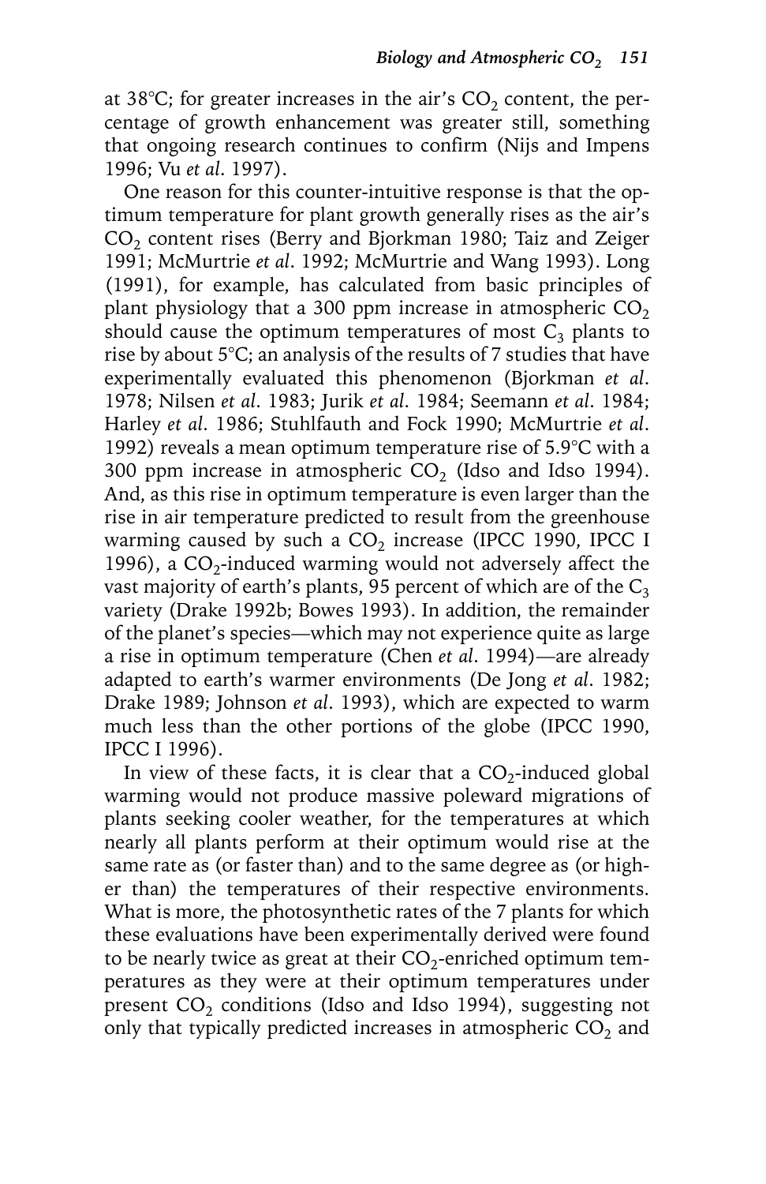at 38°C; for greater increases in the air's $CO_2$ content, the percentage of growth enhancement was greater still, something that ongoing research continues to confirm (Nijs and Impens 1996; Vu *et al*. 1997).

One reason for this counter-intuitive response is that the optimum temperature for plant growth generally rises as the air's $CO_2$ content rises (Berry and Bjorkman 1980; Taiz and Zeiger 1991; McMurtrie *et al*. 1992; McMurtrie and Wang 1993). Long (1991), for example, has calculated from basic principles of plant physiology that a 300 ppm increase in atmospheric $CO_2$ should cause the optimum temperatures of most $C_3$ plants to rise by about 5°C; an analysis of the results of 7 studies that have experimentally evaluated this phenomenon (Bjorkman *et al*. 1978; Nilsen *et al*. 1983; Jurik *et al*. 1984; Seemann *et al*. 1984; Harley *et al*. 1986; Stuhlfauth and Fock 1990; McMurtrie *et al*. 1992) reveals a mean optimum temperature rise of 5.9°C with a 300 ppm increase in atmospheric $CO_2$ (Idso and Idso 1994). And, as this rise in optimum temperature is even larger than the rise in air temperature predicted to result from the greenhouse warming caused by such a $CO_2$ increase (IPCC 1990, IPCC I 1996), a $CO_2$-induced warming would not adversely affect the vast majority of earth's plants, 95 percent of which are of the $C_3$ variety (Drake 1992b; Bowes 1993). In addition, the remainder of the planet's species—which may not experience quite as large a rise in optimum temperature (Chen *et al*. 1994)—are already adapted to earth's warmer environments (De Jong *et al*. 1982; Drake 1989; Johnson *et al*. 1993), which are expected to warm much less than the other portions of the globe (IPCC 1990, IPCC I 1996).

In view of these facts, it is clear that a $CO_2$-induced global warming would not produce massive poleward migrations of plants seeking cooler weather, for the temperatures at which nearly all plants perform at their optimum would rise at the same rate as (or faster than) and to the same degree as (or higher than) the temperatures of their respective environments. What is more, the photosynthetic rates of the 7 plants for which these evaluations have been experimentally derived were found to be nearly twice as great at their $CO_2$-enriched optimum temperatures as they were at their optimum temperatures under present $CO_2$ conditions (Idso and Idso 1994), suggesting not only that typically predicted increases in atmospheric $CO_2$ and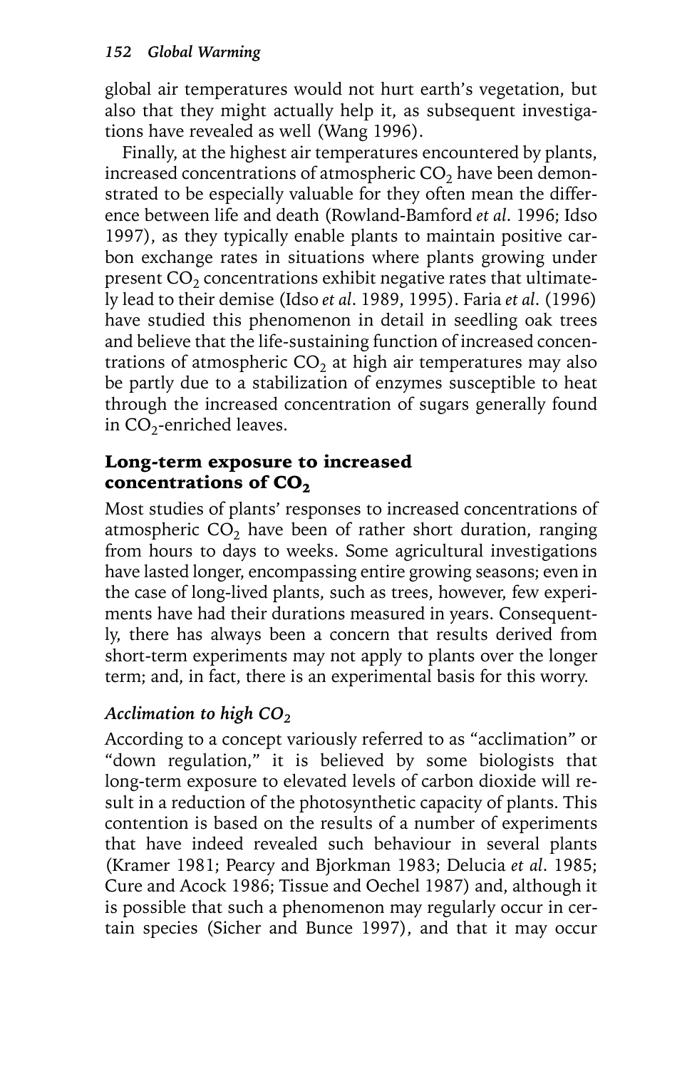global air temperatures would not hurt earth's vegetation, but also that they might actually help it, as subsequent investigations have revealed as well (Wang 1996).

Finally, at the highest air temperatures encountered by plants, increased concentrations of atmospheric $CO_2$ have been demonstrated to be especially valuable for they often mean the difference between life and death (Rowland-Bamford *et al*. 1996; Idso 1997), as they typically enable plants to maintain positive carbon exchange rates in situations where plants growing under present $CO_2$ concentrations exhibit negative rates that ultimately lead to their demise (Idso *et al*. 1989, 1995). Faria *et al*. (1996) have studied this phenomenon in detail in seedling oak trees and believe that the life-sustaining function of increased concentrations of atmospheric $CO_2$ at high air temperatures may also be partly due to a stabilization of enzymes susceptible to heat through the increased concentration of sugars generally found in $CO_2$-enriched leaves.

## Long-term exposure to increased concentrations of $CO_2$

Most studies of plants' responses to increased concentrations of atmospheric $CO_2$ have been of rather short duration, ranging from hours to days to weeks. Some agricultural investigations have lasted longer, encompassing entire growing seasons; even in the case of long-lived plants, such as trees, however, few experiments have had their durations measured in years. Consequently, there has always been a concern that results derived from short-term experiments may not apply to plants over the longer term; and, in fact, there is an experimental basis for this worry.

### *Acclimation to high $CO_2$*

According to a concept variously referred to as "acclimation" or "down regulation," it is believed by some biologists that long-term exposure to elevated levels of carbon dioxide will result in a reduction of the photosynthetic capacity of plants. This contention is based on the results of a number of experiments that have indeed revealed such behaviour in several plants (Kramer 1981; Pearcy and Bjorkman 1983; Delucia *et al*. 1985; Cure and Acock 1986; Tissue and Oechel 1987) and, although it is possible that such a phenomenon may regularly occur in certain species (Sicher and Bunce 1997), and that it may occur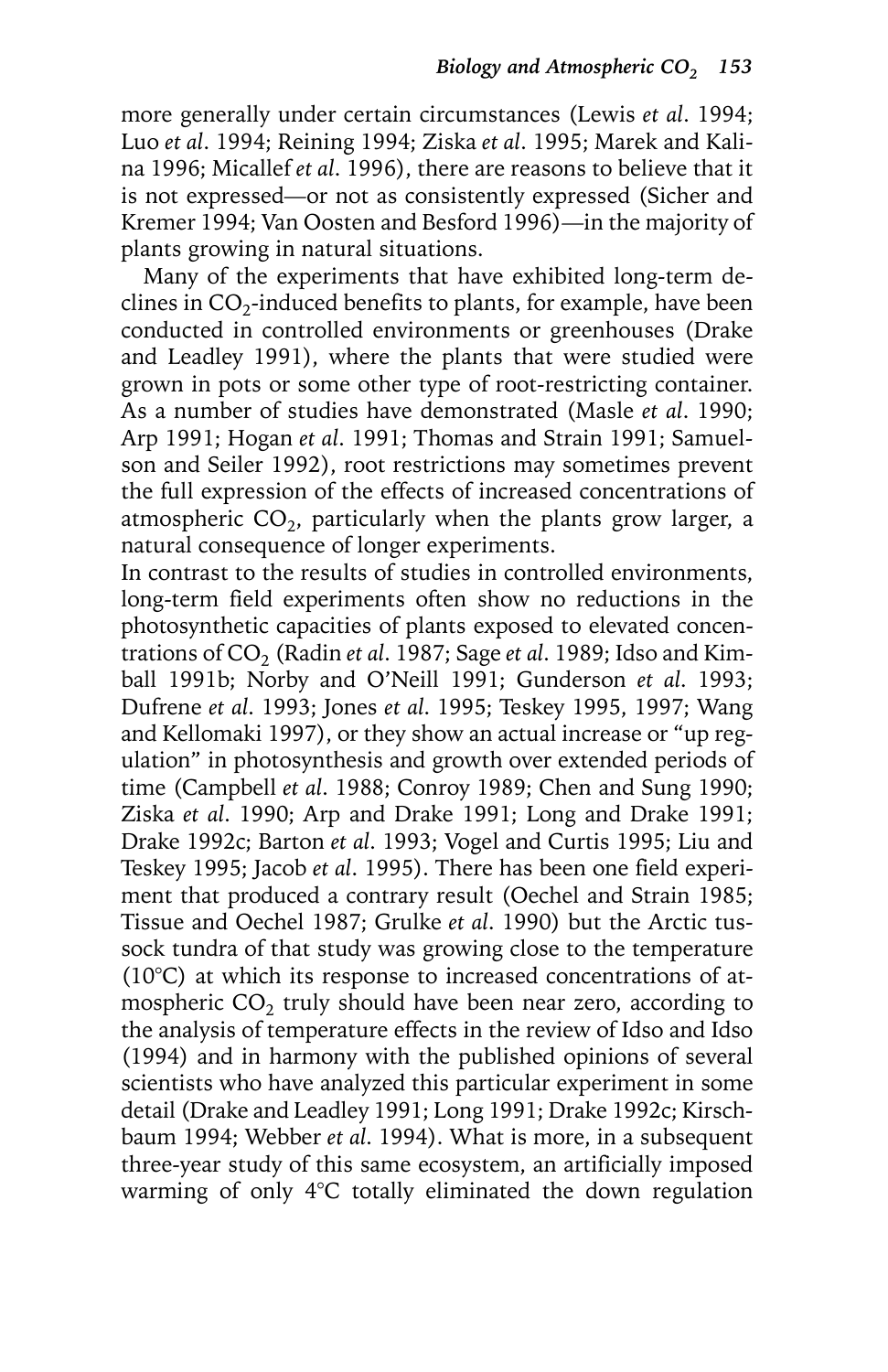more generally under certain circumstances (Lewis *et al*. 1994; Luo *et al*. 1994; Reining 1994; Ziska *et al*. 1995; Marek and Kalina 1996; Micallef *et al*. 1996), there are reasons to believe that it is not expressed—or not as consistently expressed (Sicher and Kremer 1994; Van Oosten and Besford 1996)—in the majority of plants growing in natural situations.

Many of the experiments that have exhibited long-term declines in $CO_2$-induced benefits to plants, for example, have been conducted in controlled environments or greenhouses (Drake and Leadley 1991), where the plants that were studied were grown in pots or some other type of root-restricting container. As a number of studies have demonstrated (Masle *et al*. 1990; Arp 1991; Hogan *et al*. 1991; Thomas and Strain 1991; Samuelson and Seiler 1992), root restrictions may sometimes prevent the full expression of the effects of increased concentrations of atmospheric $CO_2$, particularly when the plants grow larger, a natural consequence of longer experiments.

In contrast to the results of studies in controlled environments, long-term field experiments often show no reductions in the photosynthetic capacities of plants exposed to elevated concentrations of $CO_2$ (Radin *et al*. 1987; Sage *et al*. 1989; Idso and Kimball 1991b; Norby and O'Neill 1991; Gunderson *et al*. 1993; Dufrene *et al*. 1993; Jones *et al*. 1995; Teskey 1995, 1997; Wang and Kellomaki 1997), or they show an actual increase or "up regulation" in photosynthesis and growth over extended periods of time (Campbell *et al*. 1988; Conroy 1989; Chen and Sung 1990; Ziska *et al*. 1990; Arp and Drake 1991; Long and Drake 1991; Drake 1992c; Barton *et al*. 1993; Vogel and Curtis 1995; Liu and Teskey 1995; Jacob *et al*. 1995). There has been one field experiment that produced a contrary result (Oechel and Strain 1985; Tissue and Oechel 1987; Grulke *et al*. 1990) but the Arctic tussock tundra of that study was growing close to the temperature (10°C) at which its response to increased concentrations of atmospheric $CO_2$ truly should have been near zero, according to the analysis of temperature effects in the review of Idso and Idso (1994) and in harmony with the published opinions of several scientists who have analyzed this particular experiment in some detail (Drake and Leadley 1991; Long 1991; Drake 1992c; Kirschbaum 1994; Webber *et al*. 1994). What is more, in a subsequent three-year study of this same ecosystem, an artificially imposed warming of only 4°C totally eliminated the down regulation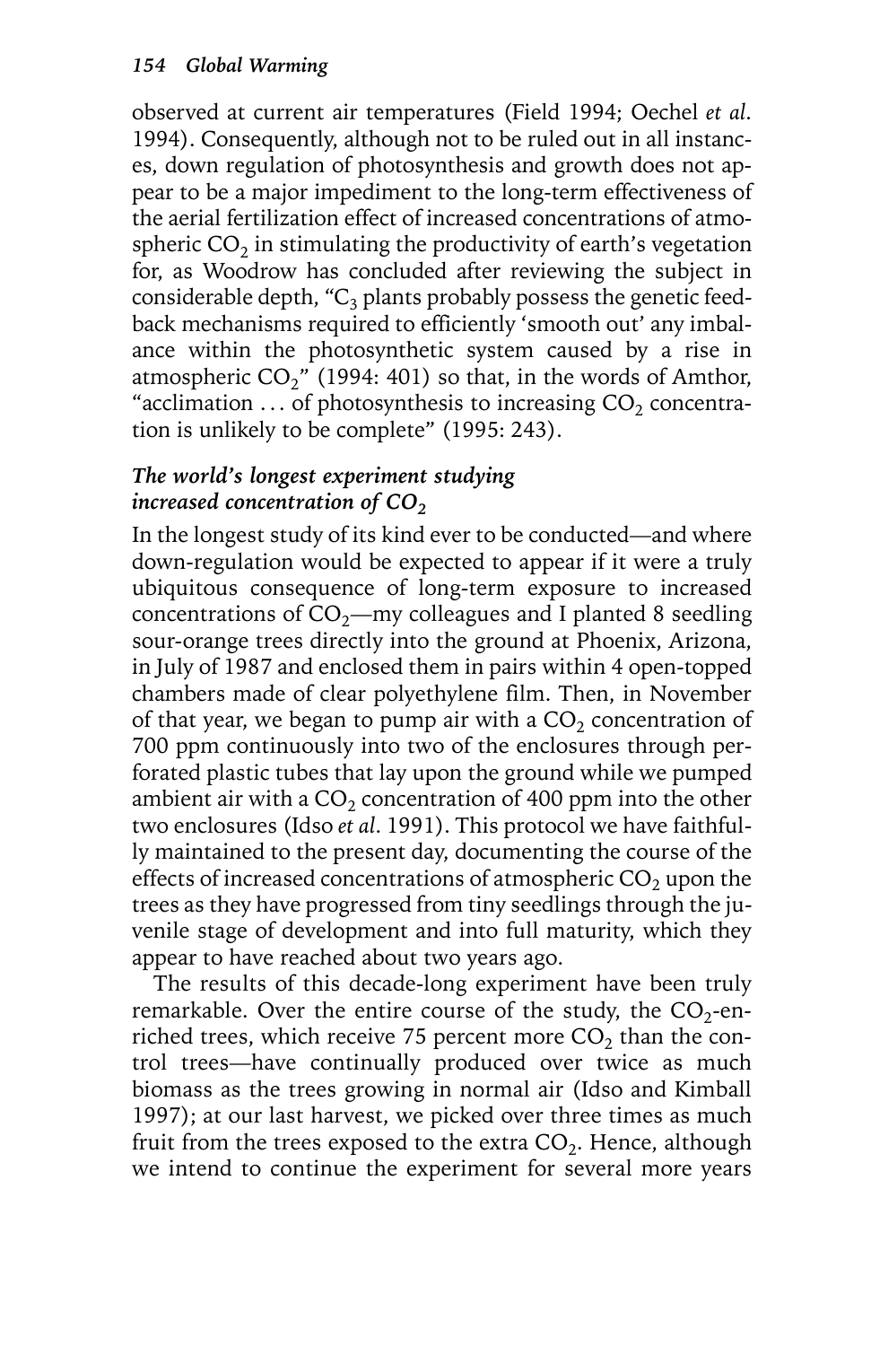observed at current air temperatures (Field 1994; Oechel *et al.* 1994). Consequently, although not to be ruled out in all instances, down regulation of photosynthesis and growth does not appear to be a major impediment to the long-term effectiveness of the aerial fertilization effect of increased concentrations of atmospheric $CO_2$ in stimulating the productivity of earth's vegetation for, as Woodrow has concluded after reviewing the subject in considerable depth, "$C_3$ plants probably possess the genetic feedback mechanisms required to efficiently 'smooth out' any imbalance within the photosynthetic system caused by a rise in atmospheric $CO_2$" (1994: 401) so that, in the words of Amthor, "acclimation … of photosynthesis to increasing $CO_2$ concentration is unlikely to be complete" (1995: 243).

### *The world's longest experiment studying increased concentration of $CO_2$*

In the longest study of its kind ever to be conducted—and where down-regulation would be expected to appear if it were a truly ubiquitous consequence of long-term exposure to increased concentrations of $CO_2$—my colleagues and I planted 8 seedling sour-orange trees directly into the ground at Phoenix, Arizona, in July of 1987 and enclosed them in pairs within 4 open-topped chambers made of clear polyethylene film. Then, in November of that year, we began to pump air with a $CO_2$ concentration of 700 ppm continuously into two of the enclosures through perforated plastic tubes that lay upon the ground while we pumped ambient air with a $CO_2$ concentration of 400 ppm into the other two enclosures (Idso *et al.* 1991). This protocol we have faithfully maintained to the present day, documenting the course of the effects of increased concentrations of atmospheric $CO_2$ upon the trees as they have progressed from tiny seedlings through the juvenile stage of development and into full maturity, which they appear to have reached about two years ago.

The results of this decade-long experiment have been truly remarkable. Over the entire course of the study, the $CO_2$-enriched trees, which receive 75 percent more $CO_2$ than the control trees—have continually produced over twice as much biomass as the trees growing in normal air (Idso and Kimball 1997); at our last harvest, we picked over three times as much fruit from the trees exposed to the extra $CO_2$. Hence, although we intend to continue the experiment for several more years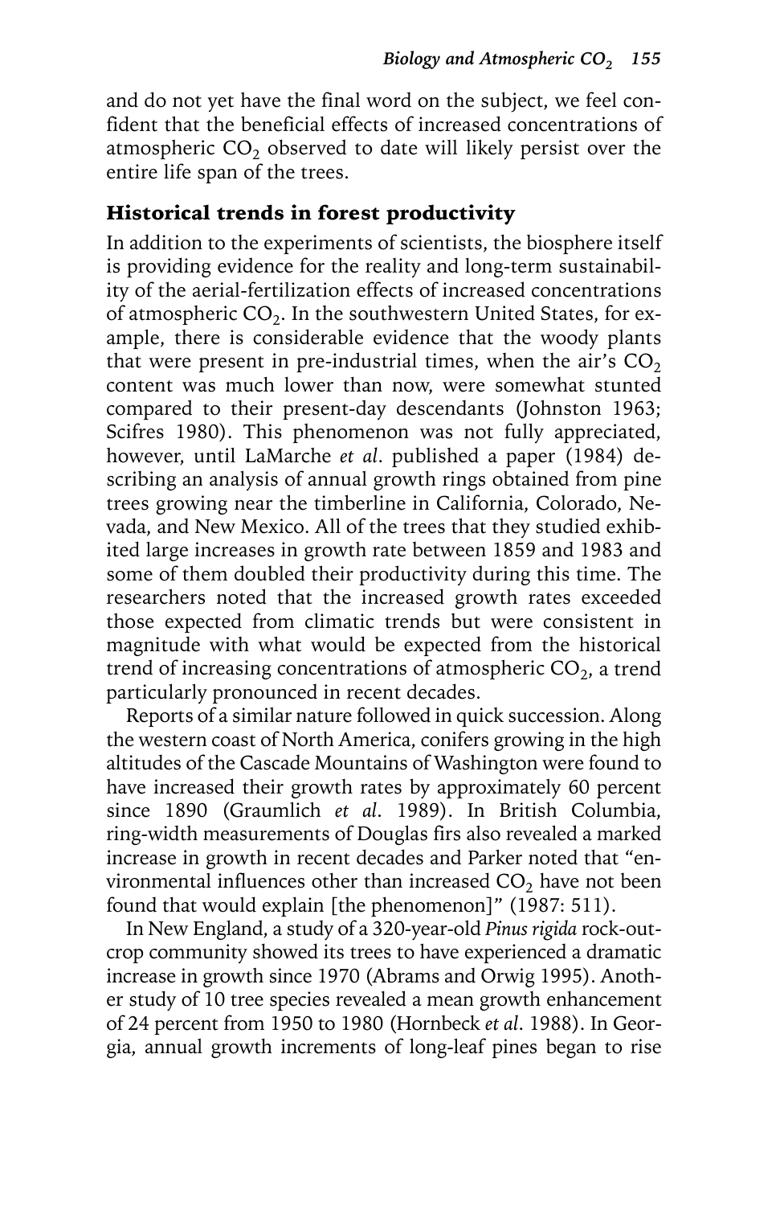and do not yet have the final word on the subject, we feel confident that the beneficial effects of increased concentrations of atmospheric $CO_2$ observed to date will likely persist over the entire life span of the trees.

### Historical trends in forest productivity

In addition to the experiments of scientists, the biosphere itself is providing evidence for the reality and long-term sustainability of the aerial-fertilization effects of increased concentrations of atmospheric $CO_2$. In the southwestern United States, for example, there is considerable evidence that the woody plants that were present in pre-industrial times, when the air's $CO_2$ content was much lower than now, were somewhat stunted compared to their present-day descendants (Johnston 1963; Scifres 1980). This phenomenon was not fully appreciated, however, until LaMarche *et al*. published a paper (1984) describing an analysis of annual growth rings obtained from pine trees growing near the timberline in California, Colorado, Nevada, and New Mexico. All of the trees that they studied exhibited large increases in growth rate between 1859 and 1983 and some of them doubled their productivity during this time. The researchers noted that the increased growth rates exceeded those expected from climatic trends but were consistent in magnitude with what would be expected from the historical trend of increasing concentrations of atmospheric $CO_2$, a trend particularly pronounced in recent decades.

Reports of a similar nature followed in quick succession. Along the western coast of North America, conifers growing in the high altitudes of the Cascade Mountains of Washington were found to have increased their growth rates by approximately 60 percent since 1890 (Graumlich *et al*. 1989). In British Columbia, ring-width measurements of Douglas firs also revealed a marked increase in growth in recent decades and Parker noted that "environmental influences other than increased $CO_2$ have not been found that would explain [the phenomenon]" (1987: 511).

In New England, a study of a 320-year-old *Pinus rigida* rock-outcrop community showed its trees to have experienced a dramatic increase in growth since 1970 (Abrams and Orwig 1995). Another study of 10 tree species revealed a mean growth enhancement of 24 percent from 1950 to 1980 (Hornbeck *et al*. 1988). In Georgia, annual growth increments of long-leaf pines began to rise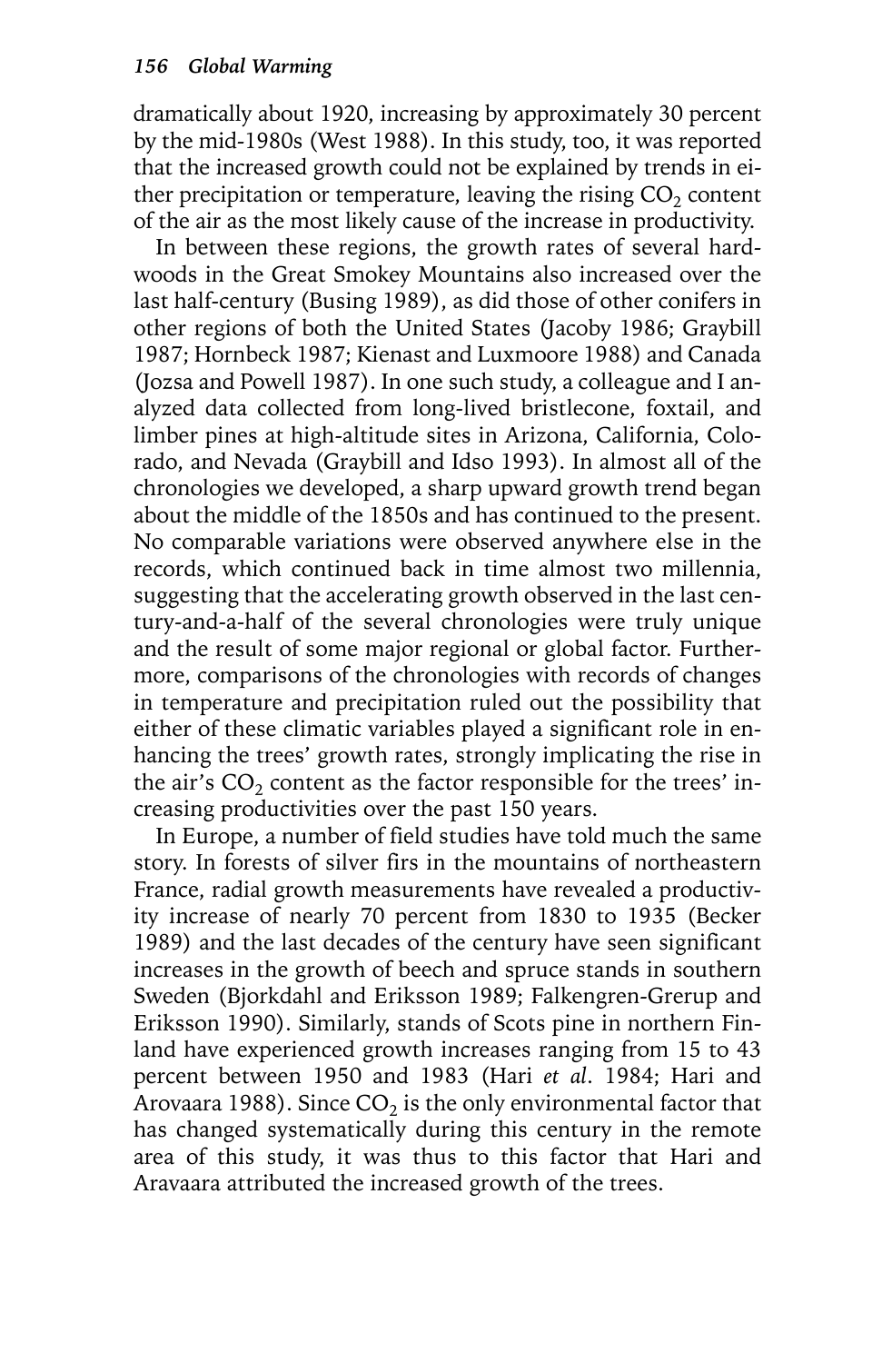dramatically about 1920, increasing by approximately 30 percent by the mid-1980s (West 1988). In this study, too, it was reported that the increased growth could not be explained by trends in either precipitation or temperature, leaving the rising $CO_2$ content of the air as the most likely cause of the increase in productivity.

In between these regions, the growth rates of several hardwoods in the Great Smokey Mountains also increased over the last half-century (Busing 1989), as did those of other conifers in other regions of both the United States (Jacoby 1986; Graybill 1987; Hornbeck 1987; Kienast and Luxmoore 1988) and Canada (Jozsa and Powell 1987). In one such study, a colleague and I analyzed data collected from long-lived bristlecone, foxtail, and limber pines at high-altitude sites in Arizona, California, Colorado, and Nevada (Graybill and Idso 1993). In almost all of the chronologies we developed, a sharp upward growth trend began about the middle of the 1850s and has continued to the present. No comparable variations were observed anywhere else in the records, which continued back in time almost two millennia, suggesting that the accelerating growth observed in the last century-and-a-half of the several chronologies were truly unique and the result of some major regional or global factor. Furthermore, comparisons of the chronologies with records of changes in temperature and precipitation ruled out the possibility that either of these climatic variables played a significant role in enhancing the trees' growth rates, strongly implicating the rise in the air's $CO_2$ content as the factor responsible for the trees' increasing productivities over the past 150 years.

In Europe, a number of field studies have told much the same story. In forests of silver firs in the mountains of northeastern France, radial growth measurements have revealed a productivity increase of nearly 70 percent from 1830 to 1935 (Becker 1989) and the last decades of the century have seen significant increases in the growth of beech and spruce stands in southern Sweden (Bjorkdahl and Eriksson 1989; Falkengren-Grerup and Eriksson 1990). Similarly, stands of Scots pine in northern Finland have experienced growth increases ranging from 15 to 43 percent between 1950 and 1983 (Hari *et al*. 1984; Hari and Arovaara 1988). Since $CO_2$ is the only environmental factor that has changed systematically during this century in the remote area of this study, it was thus to this factor that Hari and Aravaara attributed the increased growth of the trees.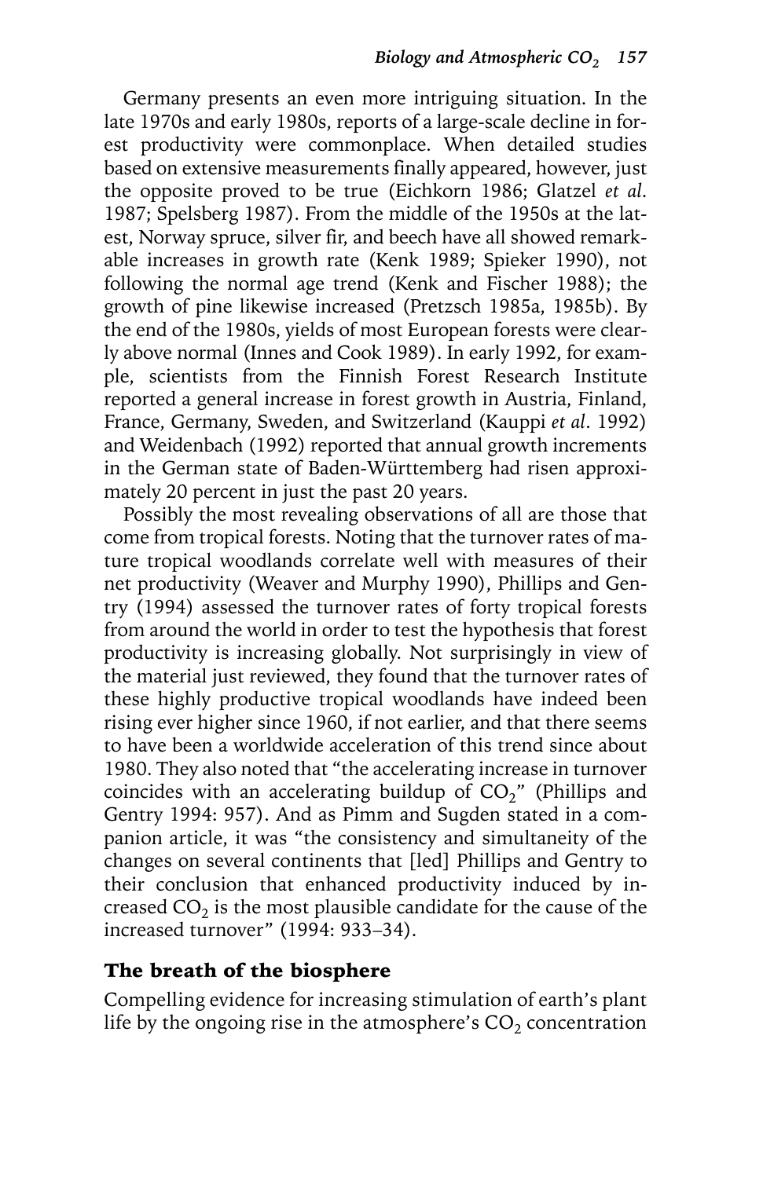Germany presents an even more intriguing situation. In the late 1970s and early 1980s, reports of a large-scale decline in forest productivity were commonplace. When detailed studies based on extensive measurements finally appeared, however, just the opposite proved to be true (Eichkorn 1986; Glatzel *et al.* 1987; Spelsberg 1987). From the middle of the 1950s at the latest, Norway spruce, silver fir, and beech have all showed remarkable increases in growth rate (Kenk 1989; Spieker 1990), not following the normal age trend (Kenk and Fischer 1988); the growth of pine likewise increased (Pretzsch 1985a, 1985b). By the end of the 1980s, yields of most European forests were clearly above normal (Innes and Cook 1989). In early 1992, for example, scientists from the Finnish Forest Research Institute reported a general increase in forest growth in Austria, Finland, France, Germany, Sweden, and Switzerland (Kauppi *et al.* 1992) and Weidenbach (1992) reported that annual growth increments in the German state of Baden-Württemberg had risen approximately 20 percent in just the past 20 years.

Possibly the most revealing observations of all are those that come from tropical forests. Noting that the turnover rates of mature tropical woodlands correlate well with measures of their net productivity (Weaver and Murphy 1990), Phillips and Gentry (1994) assessed the turnover rates of forty tropical forests from around the world in order to test the hypothesis that forest productivity is increasing globally. Not surprisingly in view of the material just reviewed, they found that the turnover rates of these highly productive tropical woodlands have indeed been rising ever higher since 1960, if not earlier, and that there seems to have been a worldwide acceleration of this trend since about 1980. They also noted that "the accelerating increase in turnover coincides with an accelerating buildup of $CO_2$" (Phillips and Gentry 1994: 957). And as Pimm and Sugden stated in a companion article, it was "the consistency and simultaneity of the changes on several continents that [led] Phillips and Gentry to their conclusion that enhanced productivity induced by increased $CO_2$ is the most plausible candidate for the cause of the increased turnover" (1994: 933–34).

## The breath of the biosphere

Compelling evidence for increasing stimulation of earth's plant life by the ongoing rise in the atmosphere's $CO_2$ concentration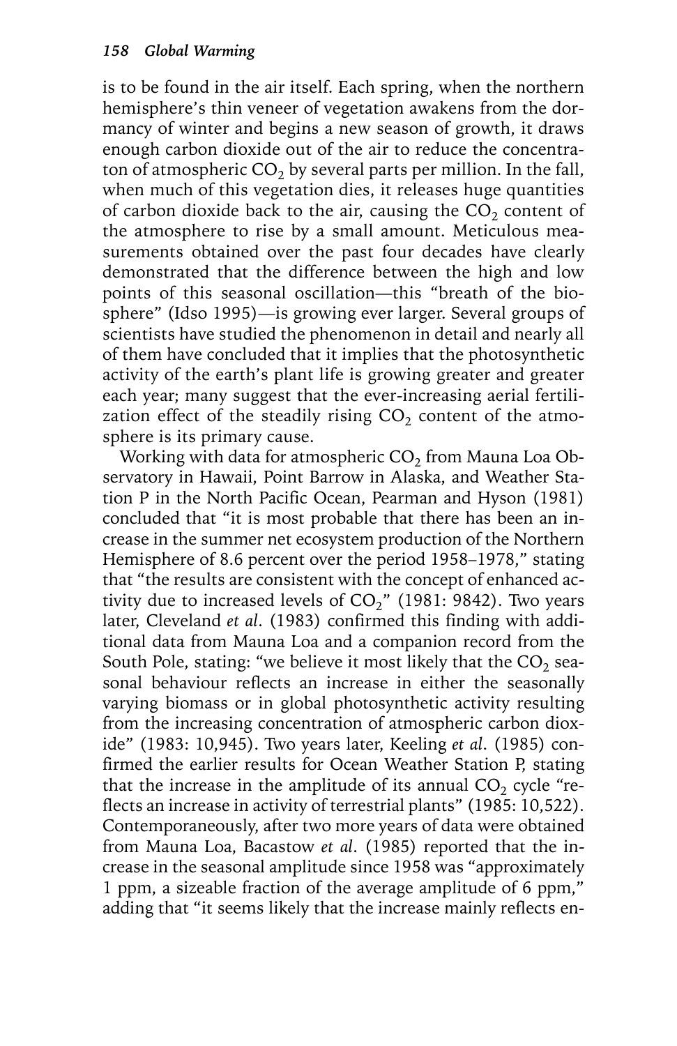is to be found in the air itself. Each spring, when the northern hemisphere's thin veneer of vegetation awakens from the dormancy of winter and begins a new season of growth, it draws enough carbon dioxide out of the air to reduce the concentraton of atmospheric $CO_2$ by several parts per million. In the fall, when much of this vegetation dies, it releases huge quantities of carbon dioxide back to the air, causing the $CO_2$ content of the atmosphere to rise by a small amount. Meticulous measurements obtained over the past four decades have clearly demonstrated that the difference between the high and low points of this seasonal oscillation—this "breath of the biosphere" (Idso 1995)—is growing ever larger. Several groups of scientists have studied the phenomenon in detail and nearly all of them have concluded that it implies that the photosynthetic activity of the earth's plant life is growing greater and greater each year; many suggest that the ever-increasing aerial fertilization effect of the steadily rising $CO_2$ content of the atmosphere is its primary cause.

Working with data for atmospheric $CO_2$ from Mauna Loa Observatory in Hawaii, Point Barrow in Alaska, and Weather Station P in the North Pacific Ocean, Pearman and Hyson (1981) concluded that "it is most probable that there has been an increase in the summer net ecosystem production of the Northern Hemisphere of 8.6 percent over the period 1958–1978," stating that "the results are consistent with the concept of enhanced activity due to increased levels of $CO_2$" (1981: 9842). Two years later, Cleveland *et al*. (1983) confirmed this finding with additional data from Mauna Loa and a companion record from the South Pole, stating: "we believe it most likely that the $CO_2$ seasonal behaviour reflects an increase in either the seasonally varying biomass or in global photosynthetic activity resulting from the increasing concentration of atmospheric carbon dioxide" (1983: 10,945). Two years later, Keeling *et al*. (1985) confirmed the earlier results for Ocean Weather Station P, stating that the increase in the amplitude of its annual $CO_2$ cycle "reflects an increase in activity of terrestrial plants" (1985: 10,522). Contemporaneously, after two more years of data were obtained from Mauna Loa, Bacastow *et al*. (1985) reported that the increase in the seasonal amplitude since 1958 was "approximately 1 ppm, a sizeable fraction of the average amplitude of 6 ppm," adding that "it seems likely that the increase mainly reflects en-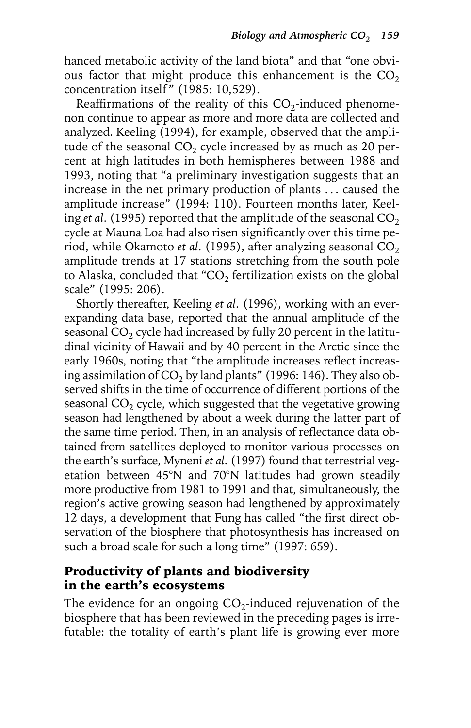hanced metabolic activity of the land biota" and that "one obvious factor that might produce this enhancement is the $CO_2$ concentration itself" (1985: 10,529).

Reaffirmations of the reality of this $CO_2$-induced phenomenon continue to appear as more and more data are collected and analyzed. Keeling (1994), for example, observed that the amplitude of the seasonal $CO_2$ cycle increased by as much as 20 percent at high latitudes in both hemispheres between 1988 and 1993, noting that "a preliminary investigation suggests that an increase in the net primary production of plants ... caused the amplitude increase" (1994: 110). Fourteen months later, Keeling *et al*. (1995) reported that the amplitude of the seasonal $CO_2$ cycle at Mauna Loa had also risen significantly over this time period, while Okamoto *et al*. (1995), after analyzing seasonal $CO_2$ amplitude trends at 17 stations stretching from the south pole to Alaska, concluded that "$CO_2$ fertilization exists on the global scale" (1995: 206).

Shortly thereafter, Keeling *et al*. (1996), working with an ever-expanding data base, reported that the annual amplitude of the seasonal $CO_2$ cycle had increased by fully 20 percent in the latitudinal vicinity of Hawaii and by 40 percent in the Arctic since the early 1960s, noting that "the amplitude increases reflect increasing assimilation of $CO_2$ by land plants" (1996: 146). They also observed shifts in the time of occurrence of different portions of the seasonal $CO_2$ cycle, which suggested that the vegetative growing season had lengthened by about a week during the latter part of the same time period. Then, in an analysis of reflectance data obtained from satellites deployed to monitor various processes on the earth's surface, Myneni *et al*. (1997) found that terrestrial vegetation between 45°N and 70°N latitudes had grown steadily more productive from 1981 to 1991 and that, simultaneously, the region's active growing season had lengthened by approximately 12 days, a development that Fung has called "the first direct observation of the biosphere that photosynthesis has increased on such a broad scale for such a long time" (1997: 659).

## Productivity of plants and biodiversity in the earth's ecosystems

The evidence for an ongoing $CO_2$-induced rejuvenation of the biosphere that has been reviewed in the preceding pages is irrefutable: the totality of earth's plant life is growing ever more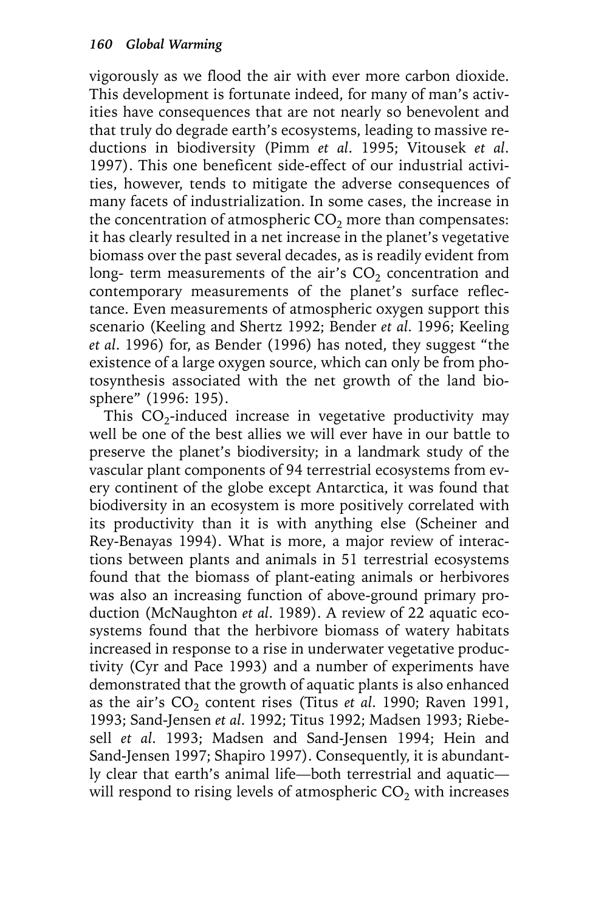vigorously as we flood the air with ever more carbon dioxide. This development is fortunate indeed, for many of man's activities have consequences that are not nearly so benevolent and that truly do degrade earth's ecosystems, leading to massive reductions in biodiversity (Pimm *et al*. 1995; Vitousek *et al*. 1997). This one beneficent side-effect of our industrial activities, however, tends to mitigate the adverse consequences of many facets of industrialization. In some cases, the increase in the concentration of atmospheric $CO_2$ more than compensates: it has clearly resulted in a net increase in the planet's vegetative biomass over the past several decades, as is readily evident from long- term measurements of the air's $CO_2$ concentration and contemporary measurements of the planet's surface reflectance. Even measurements of atmospheric oxygen support this scenario (Keeling and Shertz 1992; Bender *et al*. 1996; Keeling *et al*. 1996) for, as Bender (1996) has noted, they suggest "the existence of a large oxygen source, which can only be from photosynthesis associated with the net growth of the land biosphere" (1996: 195).

This $CO_2$-induced increase in vegetative productivity may well be one of the best allies we will ever have in our battle to preserve the planet's biodiversity; in a landmark study of the vascular plant components of 94 terrestrial ecosystems from every continent of the globe except Antarctica, it was found that biodiversity in an ecosystem is more positively correlated with its productivity than it is with anything else (Scheiner and Rey-Benayas 1994). What is more, a major review of interactions between plants and animals in 51 terrestrial ecosystems found that the biomass of plant-eating animals or herbivores was also an increasing function of above-ground primary production (McNaughton *et al*. 1989). A review of 22 aquatic ecosystems found that the herbivore biomass of watery habitats increased in response to a rise in underwater vegetative productivity (Cyr and Pace 1993) and a number of experiments have demonstrated that the growth of aquatic plants is also enhanced as the air's $CO_2$ content rises (Titus *et al*. 1990; Raven 1991, 1993; Sand-Jensen *et al*. 1992; Titus 1992; Madsen 1993; Riebesell *et al*. 1993; Madsen and Sand-Jensen 1994; Hein and Sand-Jensen 1997; Shapiro 1997). Consequently, it is abundantly clear that earth's animal life—both terrestrial and aquatic—will respond to rising levels of atmospheric $CO_2$ with increases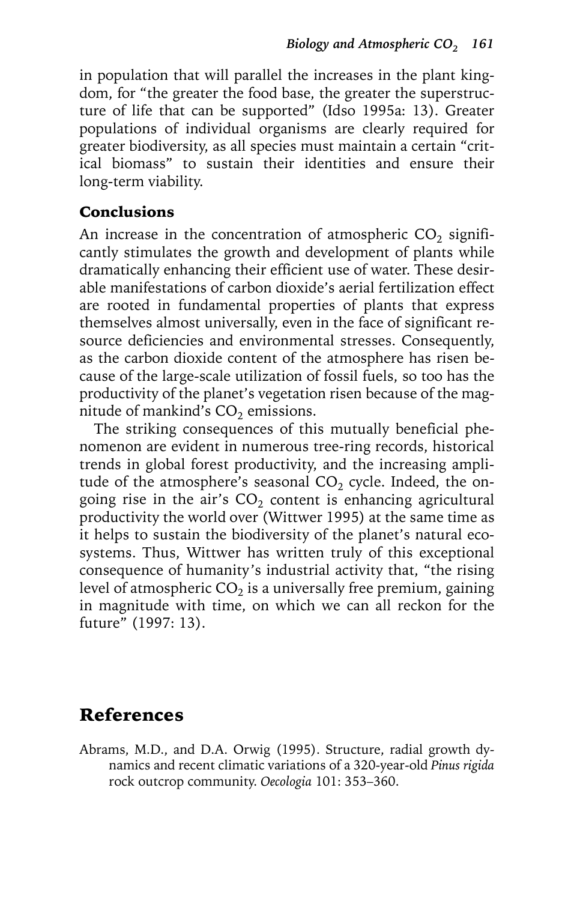in population that will parallel the increases in the plant kingdom, for "the greater the food base, the greater the superstructure of life that can be supported" (Idso 1995a: 13). Greater populations of individual organisms are clearly required for greater biodiversity, as all species must maintain a certain "critical biomass" to sustain their identities and ensure their long-term viability.

## Conclusions

An increase in the concentration of atmospheric $CO_2$ significantly stimulates the growth and development of plants while dramatically enhancing their efficient use of water. These desirable manifestations of carbon dioxide's aerial fertilization effect are rooted in fundamental properties of plants that express themselves almost universally, even in the face of significant resource deficiencies and environmental stresses. Consequently, as the carbon dioxide content of the atmosphere has risen because of the large-scale utilization of fossil fuels, so too has the productivity of the planet's vegetation risen because of the magnitude of mankind's $CO_2$ emissions.

The striking consequences of this mutually beneficial phenomenon are evident in numerous tree-ring records, historical trends in global forest productivity, and the increasing amplitude of the atmosphere's seasonal $CO_2$ cycle. Indeed, the ongoing rise in the air's $CO_2$ content is enhancing agricultural productivity the world over (Wittwer 1995) at the same time as it helps to sustain the biodiversity of the planet's natural ecosystems. Thus, Wittwer has written truly of this exceptional consequence of humanity's industrial activity that, "the rising level of atmospheric $CO_2$ is a universally free premium, gaining in magnitude with time, on which we can all reckon for the future" (1997: 13).

# References

Abrams, M.D., and D.A. Orwig (1995). Structure, radial growth dynamics and recent climatic variations of a 320-year-old *Pinus rigida* rock outcrop community. *Oecologia* 101: 353–360.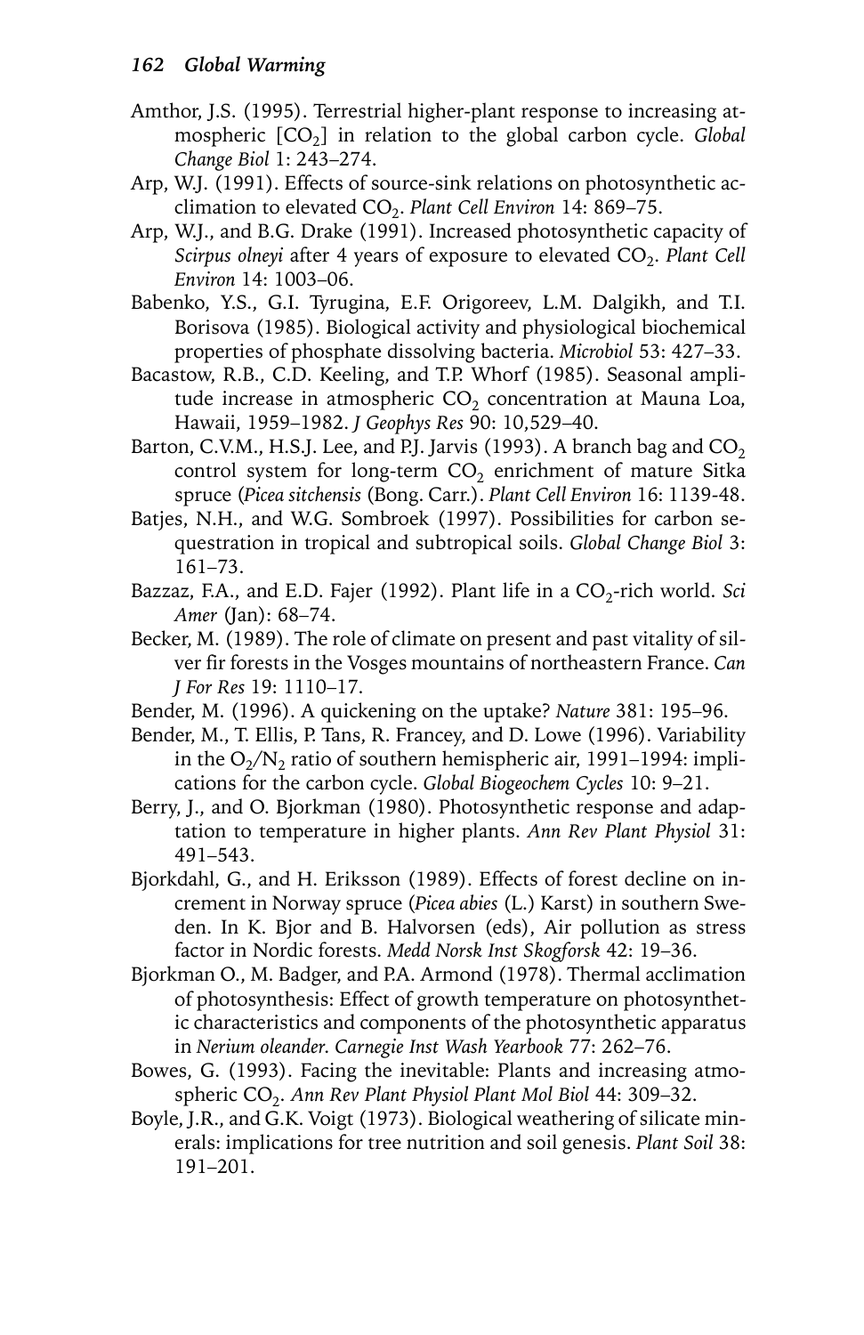Amthor, J.S. (1995). Terrestrial higher-plant response to increasing atmospheric [$CO_2$] in relation to the global carbon cycle. *Global Change Biol* 1: 243–274.

Arp, W.J. (1991). Effects of source-sink relations on photosynthetic acclimation to elevated $CO_2$. *Plant Cell Environ* 14: 869–75.

Arp, W.J., and B.G. Drake (1991). Increased photosynthetic capacity of *Scirpus olneyi* after 4 years of exposure to elevated $CO_2$. *Plant Cell Environ* 14: 1003–06.

Babenko, Y.S., G.I. Tyrugina, E.F. Origoreev, L.M. Dalgikh, and T.I. Borisova (1985). Biological activity and physiological biochemical properties of phosphate dissolving bacteria. *Microbiol* 53: 427–33.

Bacastow, R.B., C.D. Keeling, and T.P. Whorf (1985). Seasonal amplitude increase in atmospheric $CO_2$ concentration at Mauna Loa, Hawaii, 1959–1982. *J Geophys Res* 90: 10,529–40.

Barton, C.V.M., H.S.J. Lee, and P.J. Jarvis (1993). A branch bag and $CO_2$ control system for long-term $CO_2$ enrichment of mature Sitka spruce (*Picea sitchensis* (Bong. Carr.). *Plant Cell Environ* 16: 1139-48.

Batjes, N.H., and W.G. Sombroek (1997). Possibilities for carbon sequestration in tropical and subtropical soils. *Global Change Biol* 3: 161–73.

Bazzaz, F.A., and E.D. Fajer (1992). Plant life in a $CO_2$-rich world. *Sci Amer* (Jan): 68–74.

Becker, M. (1989). The role of climate on present and past vitality of silver fir forests in the Vosges mountains of northeastern France. *Can J For Res* 19: 1110–17.

Bender, M. (1996). A quickening on the uptake? *Nature* 381: 195–96.

Bender, M., T. Ellis, P. Tans, R. Francey, and D. Lowe (1996). Variability in the $O_2/N_2$ ratio of southern hemispheric air, 1991–1994: implications for the carbon cycle. *Global Biogeochem Cycles* 10: 9–21.

Berry, J., and O. Bjorkman (1980). Photosynthetic response and adaptation to temperature in higher plants. *Ann Rev Plant Physiol* 31: 491–543.

Bjorkdahl, G., and H. Eriksson (1989). Effects of forest decline on increment in Norway spruce (*Picea abies* (L.) Karst) in southern Sweden. In K. Bjor and B. Halvorsen (eds), Air pollution as stress factor in Nordic forests. *Medd Norsk Inst Skogforsk* 42: 19–36.

Bjorkman O., M. Badger, and P.A. Armond (1978). Thermal acclimation of photosynthesis: Effect of growth temperature on photosynthetic characteristics and components of the photosynthetic apparatus in *Nerium oleander*. *Carnegie Inst Wash Yearbook* 77: 262–76.

Bowes, G. (1993). Facing the inevitable: Plants and increasing atmospheric $CO_2$. *Ann Rev Plant Physiol Plant Mol Biol* 44: 309–32.

Boyle, J.R., and G.K. Voigt (1973). Biological weathering of silicate minerals: implications for tree nutrition and soil genesis. *Plant Soil* 38: 191–201.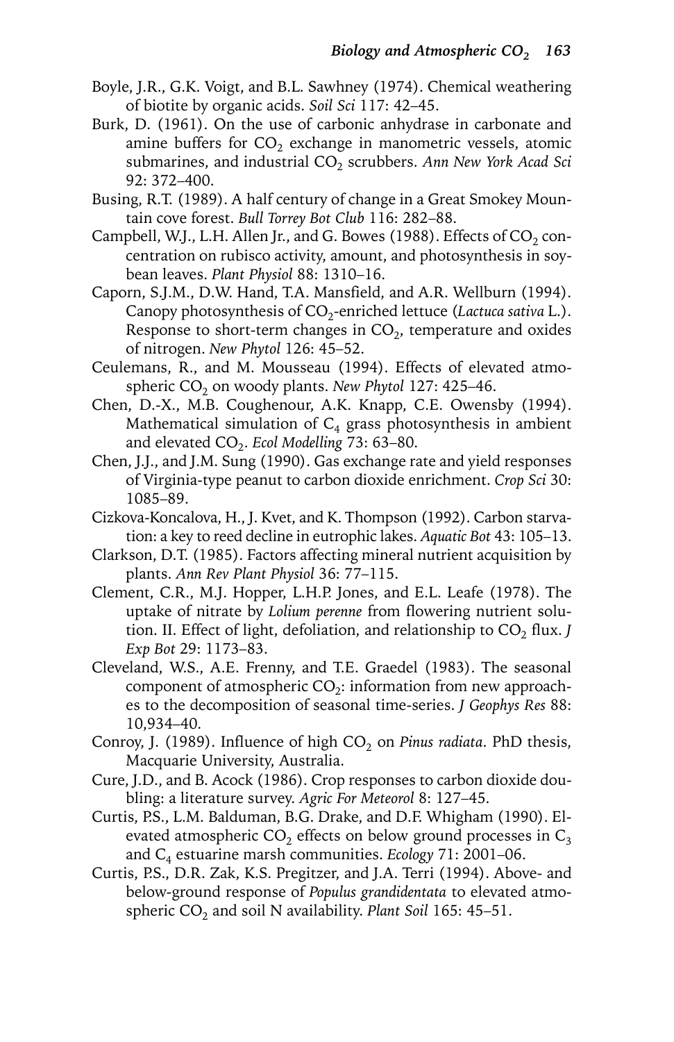Boyle, J.R., G.K. Voigt, and B.L. Sawhney (1974). Chemical weathering of biotite by organic acids. *Soil Sci* 117: 42–45.

Burk, D. (1961). On the use of carbonic anhydrase in carbonate and amine buffers for $CO_2$ exchange in manometric vessels, atomic submarines, and industrial $CO_2$ scrubbers. *Ann New York Acad Sci* 92: 372–400.

Busing, R.T. (1989). A half century of change in a Great Smokey Mountain cove forest. *Bull Torrey Bot Club* 116: 282–88.

Campbell, W.J., L.H. Allen Jr., and G. Bowes (1988). Effects of $CO_2$ concentration on rubisco activity, amount, and photosynthesis in soybean leaves. *Plant Physiol* 88: 1310–16.

Caporn, S.J.M., D.W. Hand, T.A. Mansfield, and A.R. Wellburn (1994). Canopy photosynthesis of $CO_2$-enriched lettuce (*Lactuca sativa* L.). Response to short-term changes in $CO_2$, temperature and oxides of nitrogen. *New Phytol* 126: 45–52.

Ceulemans, R., and M. Mousseau (1994). Effects of elevated atmospheric $CO_2$ on woody plants. *New Phytol* 127: 425–46.

Chen, D.-X., M.B. Coughenour, A.K. Knapp, C.E. Owensby (1994). Mathematical simulation of $C_4$ grass photosynthesis in ambient and elevated $CO_2$. *Ecol Modelling* 73: 63–80.

Chen, J.J., and J.M. Sung (1990). Gas exchange rate and yield responses of Virginia-type peanut to carbon dioxide enrichment. *Crop Sci* 30: 1085–89.

Cizkova-Koncalova, H., J. Kvet, and K. Thompson (1992). Carbon starvation: a key to reed decline in eutrophic lakes. *Aquatic Bot* 43: 105–13.

Clarkson, D.T. (1985). Factors affecting mineral nutrient acquisition by plants. *Ann Rev Plant Physiol* 36: 77–115.

Clement, C.R., M.J. Hopper, L.H.P. Jones, and E.L. Leafe (1978). The uptake of nitrate by *Lolium perenne* from flowering nutrient solution. II. Effect of light, defoliation, and relationship to $CO_2$ flux. *J Exp Bot* 29: 1173–83.

Cleveland, W.S., A.E. Frenny, and T.E. Graedel (1983). The seasonal component of atmospheric $CO_2$: information from new approaches to the decomposition of seasonal time-series. *J Geophys Res* 88: 10,934–40.

Conroy, J. (1989). Influence of high $CO_2$ on *Pinus radiata*. PhD thesis, Macquarie University, Australia.

Cure, J.D., and B. Acock (1986). Crop responses to carbon dioxide doubling: a literature survey. *Agric For Meteorol* 8: 127–45.

Curtis, P.S., L.M. Balduman, B.G. Drake, and D.F. Whigham (1990). Elevated atmospheric $CO_2$ effects on below ground processes in $C_3$ and $C_4$ estuarine marsh communities. *Ecology* 71: 2001–06.

Curtis, P.S., D.R. Zak, K.S. Pregitzer, and J.A. Terri (1994). Above- and below-ground response of *Populus grandidentata* to elevated atmospheric $CO_2$ and soil N availability. *Plant Soil* 165: 45–51.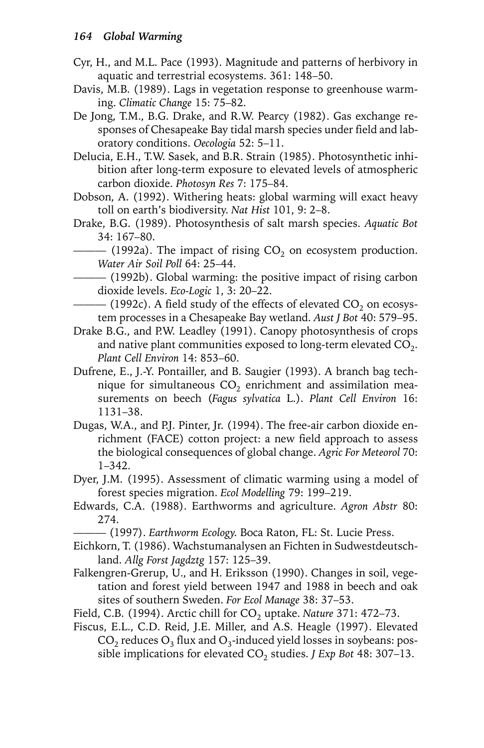Cyr, H., and M.L. Pace (1993). Magnitude and patterns of herbivory in aquatic and terrestrial ecosystems. 361: 148–50.

Davis, M.B. (1989). Lags in vegetation response to greenhouse warming. *Climatic Change* 15: 75–82.

De Jong, T.M., B.G. Drake, and R.W. Pearcy (1982). Gas exchange responses of Chesapeake Bay tidal marsh species under field and laboratory conditions. *Oecologia* 52: 5–11.

Delucia, E.H., T.W. Sasek, and B.R. Strain (1985). Photosynthetic inhibition after long-term exposure to elevated levels of atmospheric carbon dioxide. *Photosyn Res* 7: 175–84.

Dobson, A. (1992). Withering heats: global warming will exact heavy toll on earth's biodiversity. *Nat Hist* 101, 9: 2–8.

Drake, B.G. (1989). Photosynthesis of salt marsh species. *Aquatic Bot* 34: 167–80.

——— (1992a). The impact of rising $CO_2$ on ecosystem production. *Water Air Soil Poll* 64: 25–44.

——— (1992b). Global warming: the positive impact of rising carbon dioxide levels. *Eco-Logic* 1, 3: 20–22.

——— (1992c). A field study of the effects of elevated $CO_2$ on ecosystem processes in a Chesapeake Bay wetland. *Aust J Bot* 40: 579–95.

Drake B.G., and P.W. Leadley (1991). Canopy photosynthesis of crops and native plant communities exposed to long-term elevated $CO_2$. *Plant Cell Environ* 14: 853–60.

Dufrene, E., J.-Y. Pontailler, and B. Saugier (1993). A branch bag technique for simultaneous $CO_2$ enrichment and assimilation measurements on beech (*Fagus sylvatica* L.). *Plant Cell Environ* 16: 1131–38.

Dugas, W.A., and P.J. Pinter, Jr. (1994). The free-air carbon dioxide enrichment (FACE) cotton project: a new field approach to assess the biological consequences of global change. *Agric For Meteorol* 70: 1–342.

Dyer, J.M. (1995). Assessment of climatic warming using a model of forest species migration. *Ecol Modelling* 79: 199–219.

Edwards, C.A. (1988). Earthworms and agriculture. *Agron Abstr* 80: 274.

——— (1997). *Earthworm Ecology*. Boca Raton, FL: St. Lucie Press.

Eichkorn, T. (1986). Wachstumanalysen an Fichten in Sudwestdeutschland. *Allg Forst Jagdztg* 157: 125–39.

Falkengren-Grerup, U., and H. Eriksson (1990). Changes in soil, vegetation and forest yield between 1947 and 1988 in beech and oak sites of southern Sweden. *For Ecol Manage* 38: 37–53.

Field, C.B. (1994). Arctic chill for $CO_2$ uptake. *Nature* 371: 472–73.

Fiscus, E.L., C.D. Reid, J.E. Miller, and A.S. Heagle (1997). Elevated $CO_2$ reduces $O_3$ flux and $O_3$-induced yield losses in soybeans: possible implications for elevated $CO_2$ studies. *J Exp Bot* 48: 307–13.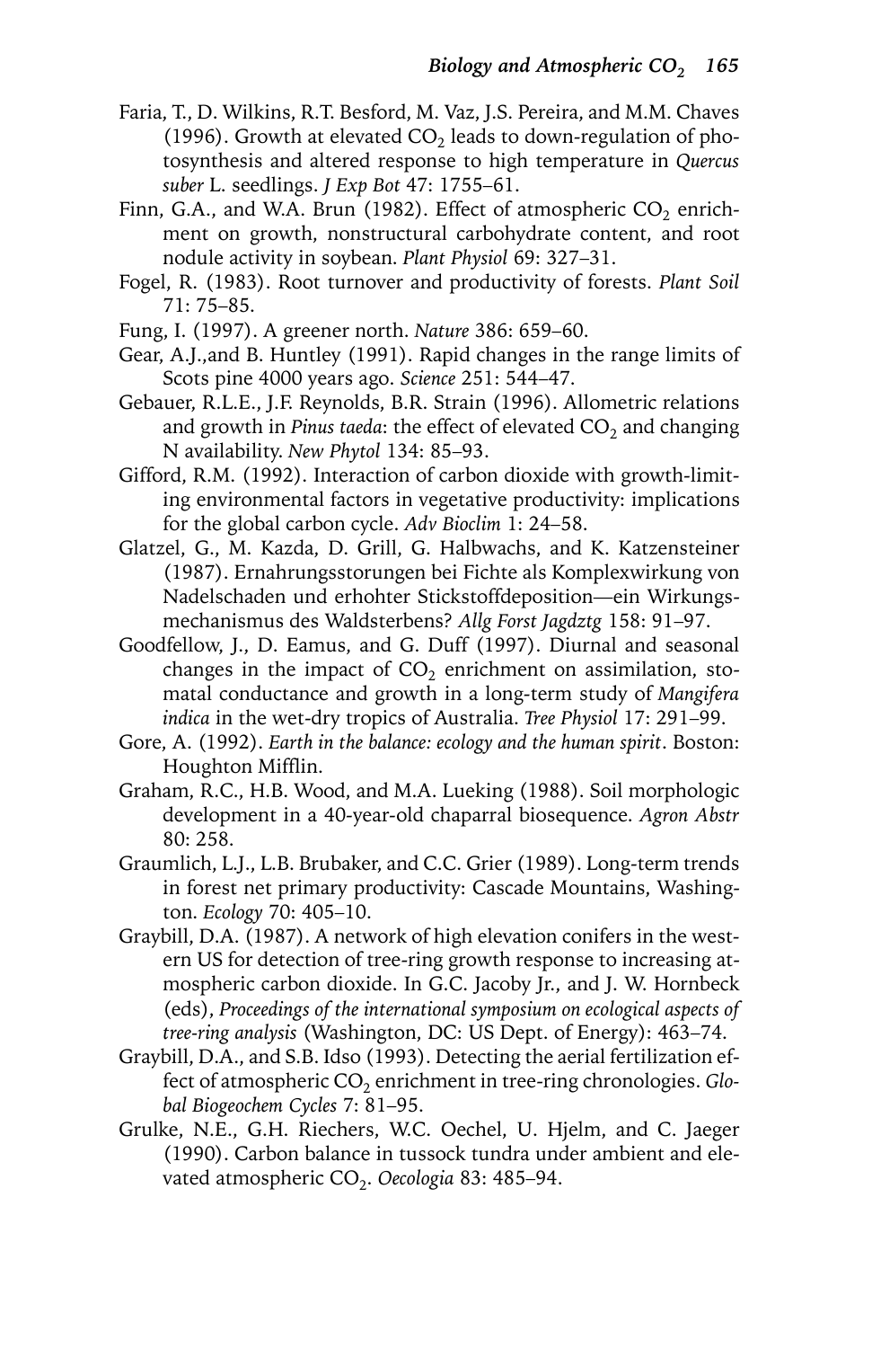Faria, T., D. Wilkins, R.T. Besford, M. Vaz, J.S. Pereira, and M.M. Chaves (1996). Growth at elevated $CO_2$ leads to down-regulation of photosynthesis and altered response to high temperature in *Quercus suber* L. seedlings. *J Exp Bot* 47: 1755–61.

Finn, G.A., and W.A. Brun (1982). Effect of atmospheric $CO_2$ enrichment on growth, nonstructural carbohydrate content, and root nodule activity in soybean. *Plant Physiol* 69: 327–31.

Fogel, R. (1983). Root turnover and productivity of forests. *Plant Soil* 71: 75–85.

Fung, I. (1997). A greener north. *Nature* 386: 659–60.

Gear, A.J.,and B. Huntley (1991). Rapid changes in the range limits of Scots pine 4000 years ago. *Science* 251: 544–47.

Gebauer, R.L.E., J.F. Reynolds, B.R. Strain (1996). Allometric relations and growth in *Pinus taeda*: the effect of elevated $CO_2$ and changing N availability. *New Phytol* 134: 85–93.

Gifford, R.M. (1992). Interaction of carbon dioxide with growth-limiting environmental factors in vegetative productivity: implications for the global carbon cycle. *Adv Bioclim* 1: 24–58.

Glatzel, G., M. Kazda, D. Grill, G. Halbwachs, and K. Katzensteiner (1987). Ernahrungsstorungen bei Fichte als Komplexwirkung von Nadelschaden und erhohter Stickstoffdeposition—ein Wirkungsmechanismus des Waldsterbens? *Allg Forst Jagdztg* 158: 91–97.

Goodfellow, J., D. Eamus, and G. Duff (1997). Diurnal and seasonal changes in the impact of $CO_2$ enrichment on assimilation, stomatal conductance and growth in a long-term study of *Mangifera indica* in the wet-dry tropics of Australia. *Tree Physiol* 17: 291–99.

Gore, A. (1992). *Earth in the balance: ecology and the human spirit*. Boston: Houghton Mifflin.

Graham, R.C., H.B. Wood, and M.A. Lueking (1988). Soil morphologic development in a 40-year-old chaparral biosequence. *Agron Abstr* 80: 258.

Graumlich, L.J., L.B. Brubaker, and C.C. Grier (1989). Long-term trends in forest net primary productivity: Cascade Mountains, Washington. *Ecology* 70: 405–10.

Graybill, D.A. (1987). A network of high elevation conifers in the western US for detection of tree-ring growth response to increasing atmospheric carbon dioxide. In G.C. Jacoby Jr., and J. W. Hornbeck (eds), *Proceedings of the international symposium on ecological aspects of tree-ring analysis* (Washington, DC: US Dept. of Energy): 463–74.

Graybill, D.A., and S.B. Idso (1993). Detecting the aerial fertilization effect of atmospheric $CO_2$ enrichment in tree-ring chronologies. *Global Biogeochem Cycles* 7: 81–95.

Grulke, N.E., G.H. Riechers, W.C. Oechel, U. Hjelm, and C. Jaeger (1990). Carbon balance in tussock tundra under ambient and elevated atmospheric $CO_2$. *Oecologia* 83: 485–94.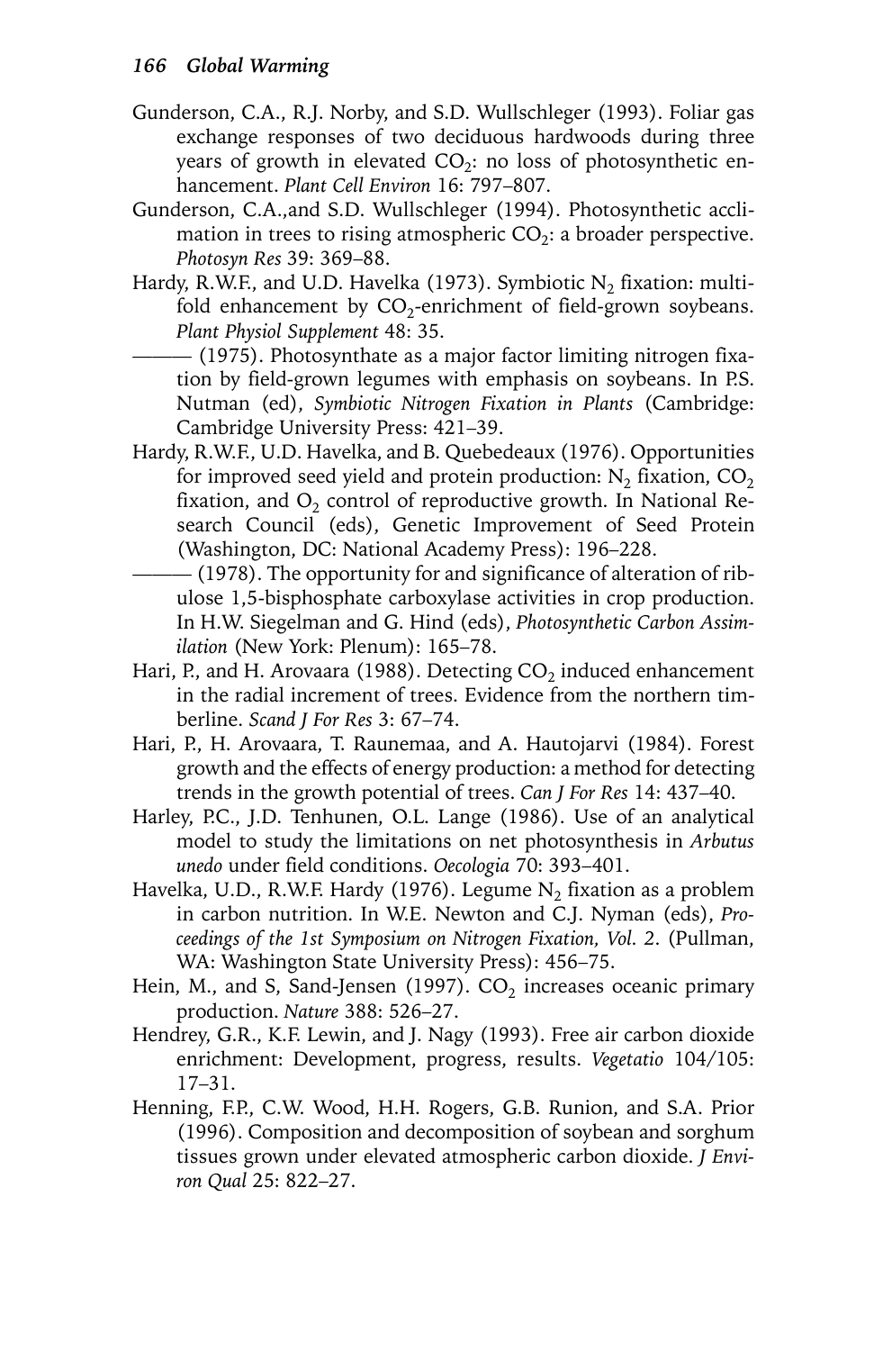Gunderson, C.A., R.J. Norby, and S.D. Wullschleger (1993). Foliar gas exchange responses of two deciduous hardwoods during three years of growth in elevated $CO_2$: no loss of photosynthetic enhancement. *Plant Cell Environ* 16: 797–807.

Gunderson, C.A.,and S.D. Wullschleger (1994). Photosynthetic acclimation in trees to rising atmospheric $CO_2$: a broader perspective. *Photosyn Res* 39: 369–88.

Hardy, R.W.F., and U.D. Havelka (1973). Symbiotic $N_2$ fixation: multifold enhancement by $CO_2$-enrichment of field-grown soybeans. *Plant Physiol Supplement* 48: 35.

——— (1975). Photosynthate as a major factor limiting nitrogen fixation by field-grown legumes with emphasis on soybeans. In P.S. Nutman (ed), *Symbiotic Nitrogen Fixation in Plants* (Cambridge: Cambridge University Press: 421–39.

Hardy, R.W.F., U.D. Havelka, and B. Quebedeaux (1976). Opportunities for improved seed yield and protein production: $N_2$ fixation, $CO_2$ fixation, and $O_2$ control of reproductive growth. In National Research Council (eds), Genetic Improvement of Seed Protein (Washington, DC: National Academy Press): 196–228.

——— (1978). The opportunity for and significance of alteration of ribulose 1,5-bisphosphate carboxylase activities in crop production. In H.W. Siegelman and G. Hind (eds), *Photosynthetic Carbon Assimilation* (New York: Plenum): 165–78.

Hari, P., and H. Arovaara (1988). Detecting $CO_2$ induced enhancement in the radial increment of trees. Evidence from the northern timberline. *Scand J For Res* 3: 67–74.

Hari, P., H. Arovaara, T. Raunemaa, and A. Hautojarvi (1984). Forest growth and the effects of energy production: a method for detecting trends in the growth potential of trees. *Can J For Res* 14: 437–40.

Harley, P.C., J.D. Tenhunen, O.L. Lange (1986). Use of an analytical model to study the limitations on net photosynthesis in *Arbutus unedo* under field conditions. *Oecologia* 70: 393–401.

Havelka, U.D., R.W.F. Hardy (1976). Legume $N_2$ fixation as a problem in carbon nutrition. In W.E. Newton and C.J. Nyman (eds), *Proceedings of the 1st Symposium on Nitrogen Fixation, Vol. 2.* (Pullman, WA: Washington State University Press): 456–75.

Hein, M., and S, Sand-Jensen (1997). $CO_2$ increases oceanic primary production. *Nature* 388: 526–27.

Hendrey, G.R., K.F. Lewin, and J. Nagy (1993). Free air carbon dioxide enrichment: Development, progress, results. *Vegetatio* 104/105: 17–31.

Henning, F.P., C.W. Wood, H.H. Rogers, G.B. Runion, and S.A. Prior (1996). Composition and decomposition of soybean and sorghum tissues grown under elevated atmospheric carbon dioxide. *J Environ Qual* 25: 822–27.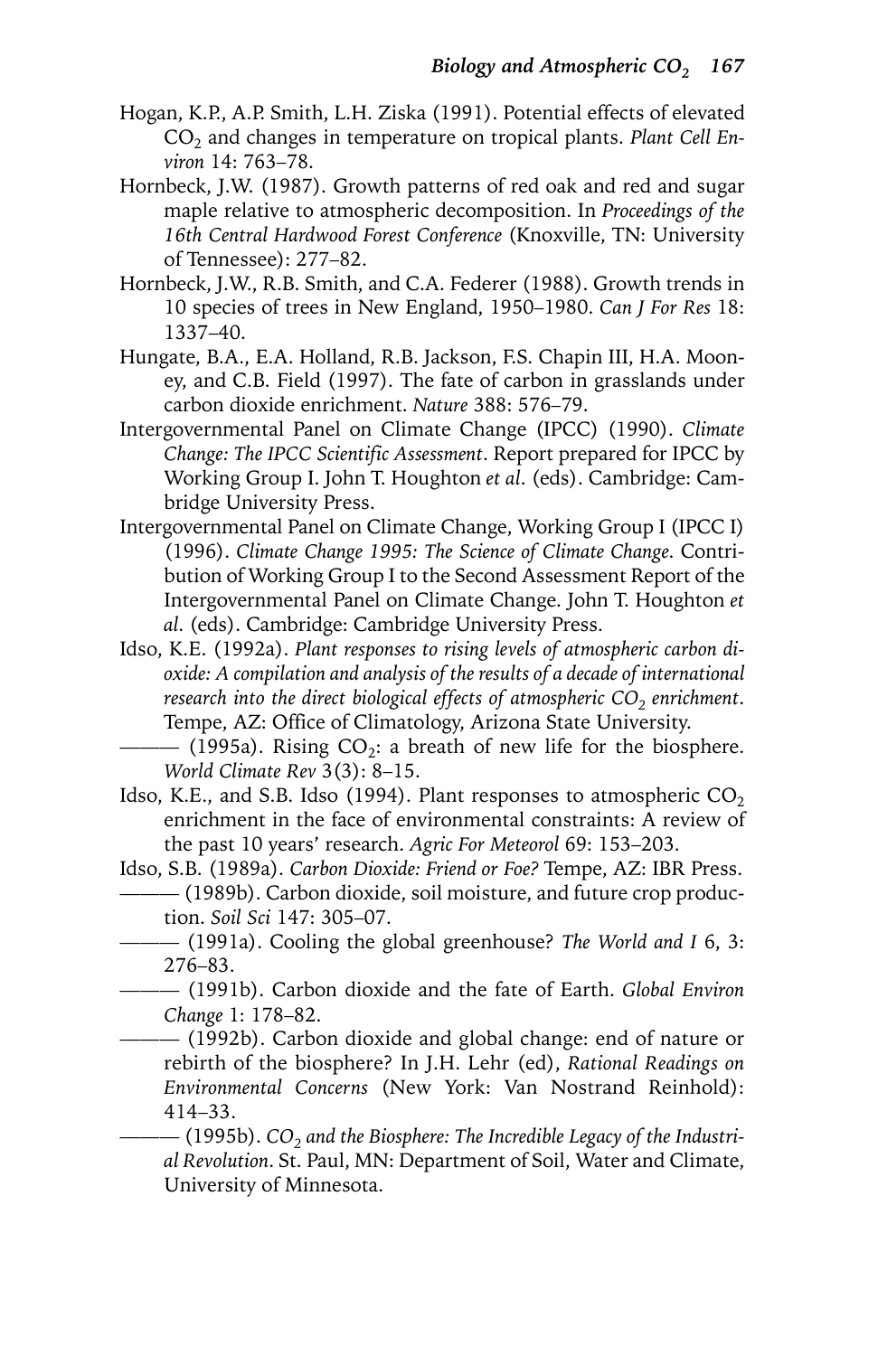Hogan, K.P., A.P. Smith, L.H. Ziska (1991). Potential effects of elevated $CO_2$ and changes in temperature on tropical plants. *Plant Cell Environ* 14: 763–78.

Hornbeck, J.W. (1987). Growth patterns of red oak and red and sugar maple relative to atmospheric decomposition. In *Proceedings of the 16th Central Hardwood Forest Conference* (Knoxville, TN: University of Tennessee): 277–82.

Hornbeck, J.W., R.B. Smith, and C.A. Federer (1988). Growth trends in 10 species of trees in New England, 1950–1980. *Can J For Res* 18: 1337–40.

Hungate, B.A., E.A. Holland, R.B. Jackson, F.S. Chapin III, H.A. Mooney, and C.B. Field (1997). The fate of carbon in grasslands under carbon dioxide enrichment. *Nature* 388: 576–79.

Intergovernmental Panel on Climate Change (IPCC) (1990). *Climate Change: The IPCC Scientific Assessment*. Report prepared for IPCC by Working Group I. John T. Houghton *et al.* (eds). Cambridge: Cambridge University Press.

Intergovernmental Panel on Climate Change, Working Group I (IPCC I) (1996). *Climate Change 1995: The Science of Climate Change*. Contribution of Working Group I to the Second Assessment Report of the Intergovernmental Panel on Climate Change. John T. Houghton *et al.* (eds). Cambridge: Cambridge University Press.

Idso, K.E. (1992a). *Plant responses to rising levels of atmospheric carbon dioxide: A compilation and analysis of the results of a decade of international research into the direct biological effects of atmospheric $CO_2$ enrichment*. Tempe, AZ: Office of Climatology, Arizona State University.

——— (1995a). Rising $CO_2$: a breath of new life for the biosphere. *World Climate Rev* 3(3): 8–15.

Idso, K.E., and S.B. Idso (1994). Plant responses to atmospheric $CO_2$ enrichment in the face of environmental constraints: A review of the past 10 years' research. *Agric For Meteorol* 69: 153–203.

Idso, S.B. (1989a). *Carbon Dioxide: Friend or Foe?* Tempe, AZ: IBR Press.

——— (1989b). Carbon dioxide, soil moisture, and future crop production. *Soil Sci* 147: 305–07.

——— (1991a). Cooling the global greenhouse? *The World and I* 6, 3: 276–83.

——— (1991b). Carbon dioxide and the fate of Earth. *Global Environ Change* 1: 178–82.

——— (1992b). Carbon dioxide and global change: end of nature or rebirth of the biosphere? In J.H. Lehr (ed), *Rational Readings on Environmental Concerns* (New York: Van Nostrand Reinhold): 414–33.

——— (1995b). *$CO_2$ and the Biosphere: The Incredible Legacy of the Industrial Revolution*. St. Paul, MN: Department of Soil, Water and Climate, University of Minnesota.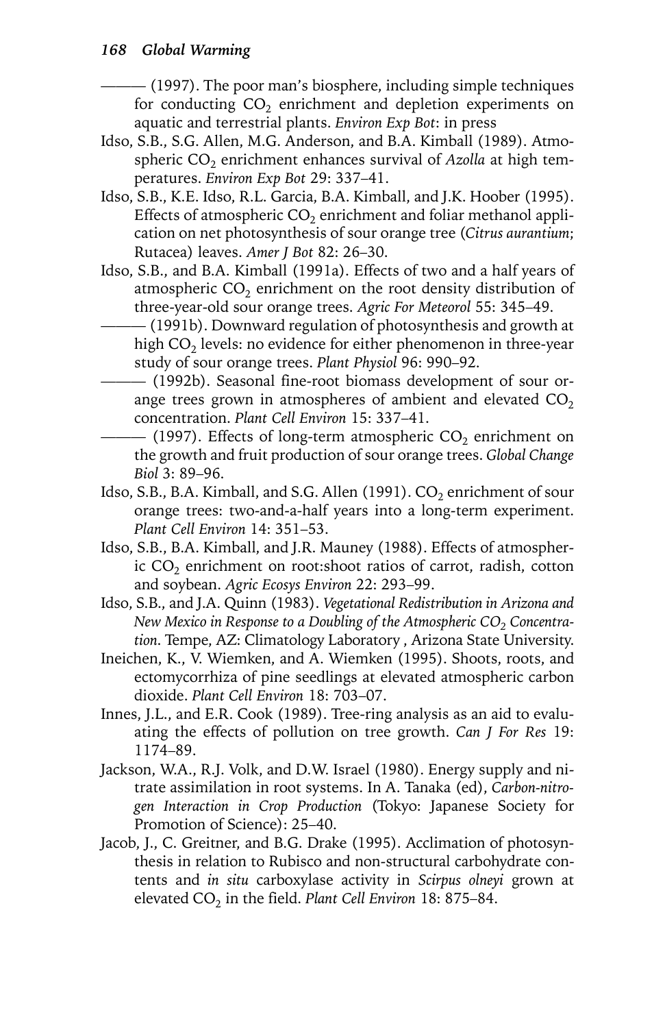——— (1997). The poor man's biosphere, including simple techniques for conducting $CO_2$ enrichment and depletion experiments on aquatic and terrestrial plants. *Environ Exp Bot*: in press

Idso, S.B., S.G. Allen, M.G. Anderson, and B.A. Kimball (1989). Atmospheric $CO_2$ enrichment enhances survival of *Azolla* at high temperatures. *Environ Exp Bot* 29: 337–41.

Idso, S.B., K.E. Idso, R.L. Garcia, B.A. Kimball, and J.K. Hoober (1995). Effects of atmospheric $CO_2$ enrichment and foliar methanol application on net photosynthesis of sour orange tree (*Citrus aurantium*; Rutacea) leaves. *Amer J Bot* 82: 26–30.

Idso, S.B., and B.A. Kimball (1991a). Effects of two and a half years of atmospheric $CO_2$ enrichment on the root density distribution of three-year-old sour orange trees. *Agric For Meteorol* 55: 345–49.

——— (1991b). Downward regulation of photosynthesis and growth at high $CO_2$ levels: no evidence for either phenomenon in three-year study of sour orange trees. *Plant Physiol* 96: 990–92.

——— (1992b). Seasonal fine-root biomass development of sour orange trees grown in atmospheres of ambient and elevated $CO_2$ concentration. *Plant Cell Environ* 15: 337–41.

——— (1997). Effects of long-term atmospheric $CO_2$ enrichment on the growth and fruit production of sour orange trees. *Global Change Biol* 3: 89–96.

Idso, S.B., B.A. Kimball, and S.G. Allen (1991). $CO_2$ enrichment of sour orange trees: two-and-a-half years into a long-term experiment. *Plant Cell Environ* 14: 351–53.

Idso, S.B., B.A. Kimball, and J.R. Mauney (1988). Effects of atmospheric $CO_2$ enrichment on root:shoot ratios of carrot, radish, cotton and soybean. *Agric Ecosys Environ* 22: 293–99.

Idso, S.B., and J.A. Quinn (1983). *Vegetational Redistribution in Arizona and New Mexico in Response to a Doubling of the Atmospheric $CO_2$ Concentration*. Tempe, AZ: Climatology Laboratory , Arizona State University.

Ineichen, K., V. Wiemken, and A. Wiemken (1995). Shoots, roots, and ectomycorrhiza of pine seedlings at elevated atmospheric carbon dioxide. *Plant Cell Environ* 18: 703–07.

Innes, J.L., and E.R. Cook (1989). Tree-ring analysis as an aid to evaluating the effects of pollution on tree growth. *Can J For Res* 19: 1174–89.

Jackson, W.A., R.J. Volk, and D.W. Israel (1980). Energy supply and nitrate assimilation in root systems. In A. Tanaka (ed), *Carbon-nitrogen Interaction in Crop Production* (Tokyo: Japanese Society for Promotion of Science): 25–40.

Jacob, J., C. Greitner, and B.G. Drake (1995). Acclimation of photosynthesis in relation to Rubisco and non-structural carbohydrate contents and *in situ* carboxylase activity in *Scirpus olneyi* grown at elevated $CO_2$ in the field. *Plant Cell Environ* 18: 875–84.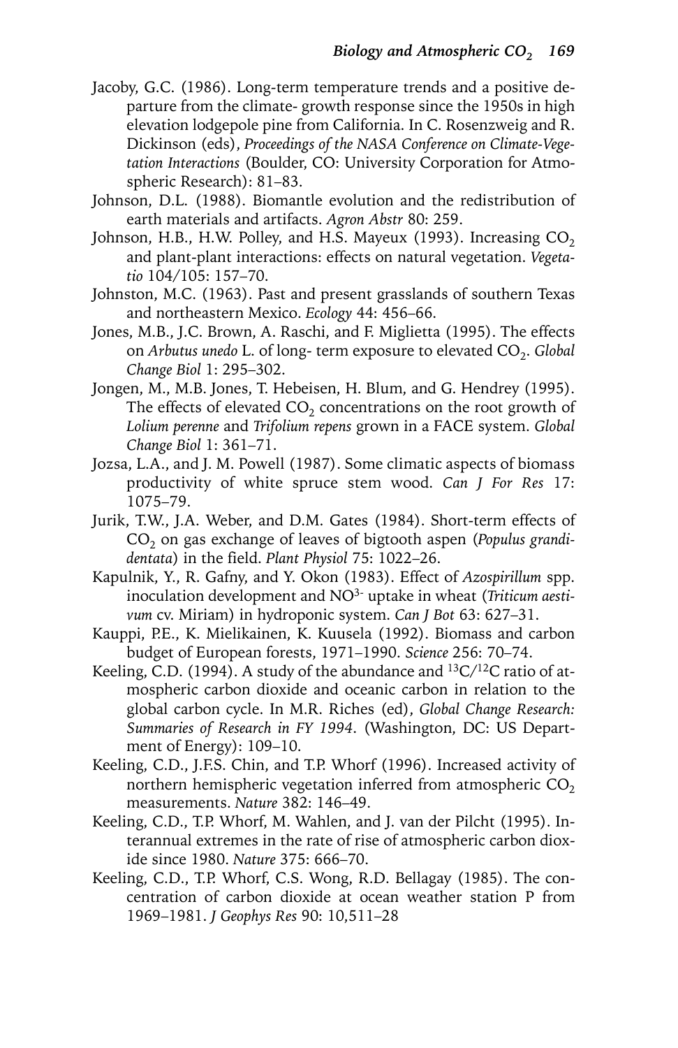Jacoby, G.C. (1986). Long-term temperature trends and a positive departure from the climate- growth response since the 1950s in high elevation lodgepole pine from California. In C. Rosenzweig and R. Dickinson (eds), *Proceedings of the NASA Conference on Climate-Vegetation Interactions* (Boulder, CO: University Corporation for Atmospheric Research): 81–83.

Johnson, D.L. (1988). Biomantle evolution and the redistribution of earth materials and artifacts. *Agron Abstr* 80: 259.

Johnson, H.B., H.W. Polley, and H.S. Mayeux (1993). Increasing $CO_2$ and plant-plant interactions: effects on natural vegetation. *Vegetatio* 104/105: 157–70.

Johnston, M.C. (1963). Past and present grasslands of southern Texas and northeastern Mexico. *Ecology* 44: 456–66.

Jones, M.B., J.C. Brown, A. Raschi, and F. Miglietta (1995). The effects on *Arbutus unedo* L. of long- term exposure to elevated $CO_2$. *Global Change Biol* 1: 295–302.

Jongen, M., M.B. Jones, T. Hebeisen, H. Blum, and G. Hendrey (1995). The effects of elevated $CO_2$ concentrations on the root growth of *Lolium perenne* and *Trifolium repens* grown in a FACE system. *Global Change Biol* 1: 361–71.

Jozsa, L.A., and J. M. Powell (1987). Some climatic aspects of biomass productivity of white spruce stem wood. *Can J For Res* 17: 1075–79.

Jurik, T.W., J.A. Weber, and D.M. Gates (1984). Short-term effects of $CO_2$ on gas exchange of leaves of bigtooth aspen (*Populus grandidentata*) in the field. *Plant Physiol* 75: 1022–26.

Kapulnik, Y., R. Gafny, and Y. Okon (1983). Effect of *Azospirillum* spp. inoculation development and $NO^{3-}$ uptake in wheat (*Triticum aestivum* cv. Miriam) in hydroponic system. *Can J Bot* 63: 627–31.

Kauppi, P.E., K. Mielikainen, K. Kuusela (1992). Biomass and carbon budget of European forests, 1971–1990. *Science* 256: 70–74.

Keeling, C.D. (1994). A study of the abundance and $^{13}C/^{12}C$ ratio of atmospheric carbon dioxide and oceanic carbon in relation to the global carbon cycle. In M.R. Riches (ed), *Global Change Research: Summaries of Research in FY 1994*. (Washington, DC: US Department of Energy): 109–10.

Keeling, C.D., J.F.S. Chin, and T.P. Whorf (1996). Increased activity of northern hemispheric vegetation inferred from atmospheric $CO_2$ measurements. *Nature* 382: 146–49.

Keeling, C.D., T.P. Whorf, M. Wahlen, and J. van der Pilcht (1995). Interannual extremes in the rate of rise of atmospheric carbon dioxide since 1980. *Nature* 375: 666–70.

Keeling, C.D., T.P. Whorf, C.S. Wong, R.D. Bellagay (1985). The concentration of carbon dioxide at ocean weather station P from 1969–1981. *J Geophys Res* 90: 10,511–28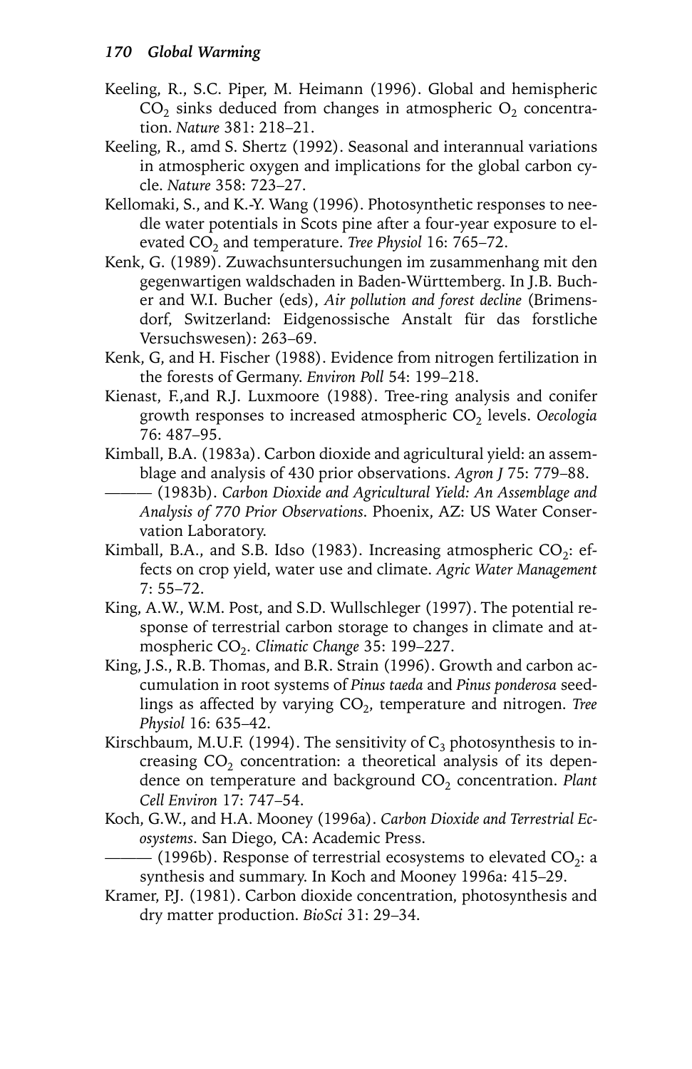Keeling, R., S.C. Piper, M. Heimann (1996). Global and hemispheric $CO_2$ sinks deduced from changes in atmospheric $O_2$ concentration. *Nature* 381: 218–21.

Keeling, R., amd S. Shertz (1992). Seasonal and interannual variations in atmospheric oxygen and implications for the global carbon cycle. *Nature* 358: 723–27.

Kellomaki, S., and K.-Y. Wang (1996). Photosynthetic responses to needle water potentials in Scots pine after a four-year exposure to elevated $CO_2$ and temperature. *Tree Physiol* 16: 765–72.

Kenk, G. (1989). Zuwachsuntersuchungen im zusammenhang mit den gegenwartigen waldschaden in Baden-Württemberg. In J.B. Bucher and W.I. Bucher (eds), *Air pollution and forest decline* (Brimensdorf, Switzerland: Eidgenossische Anstalt für das forstliche Versuchswesen): 263–69.

Kenk, G, and H. Fischer (1988). Evidence from nitrogen fertilization in the forests of Germany. *Environ Poll* 54: 199–218.

Kienast, F.,and R.J. Luxmoore (1988). Tree-ring analysis and conifer growth responses to increased atmospheric $CO_2$ levels. *Oecologia* 76: 487–95.

Kimball, B.A. (1983a). Carbon dioxide and agricultural yield: an assemblage and analysis of 430 prior observations. *Agron J* 75: 779–88.

——— (1983b). *Carbon Dioxide and Agricultural Yield: An Assemblage and Analysis of 770 Prior Observations*. Phoenix, AZ: US Water Conservation Laboratory.

Kimball, B.A., and S.B. Idso (1983). Increasing atmospheric $CO_2$: effects on crop yield, water use and climate. *Agric Water Management* 7: 55–72.

King, A.W., W.M. Post, and S.D. Wullschleger (1997). The potential response of terrestrial carbon storage to changes in climate and atmospheric $CO_2$. *Climatic Change* 35: 199–227.

King, J.S., R.B. Thomas, and B.R. Strain (1996). Growth and carbon accumulation in root systems of *Pinus taeda* and *Pinus ponderosa* seedlings as affected by varying $CO_2$, temperature and nitrogen. *Tree Physiol* 16: 635–42.

Kirschbaum, M.U.F. (1994). The sensitivity of $C_3$ photosynthesis to increasing $CO_2$ concentration: a theoretical analysis of its dependence on temperature and background $CO_2$ concentration. *Plant Cell Environ* 17: 747–54.

Koch, G.W., and H.A. Mooney (1996a). *Carbon Dioxide and Terrestrial Ecosystems*. San Diego, CA: Academic Press.

——— (1996b). Response of terrestrial ecosystems to elevated $CO_2$: a synthesis and summary. In Koch and Mooney 1996a: 415–29.

Kramer, P.J. (1981). Carbon dioxide concentration, photosynthesis and dry matter production. *BioSci* 31: 29–34.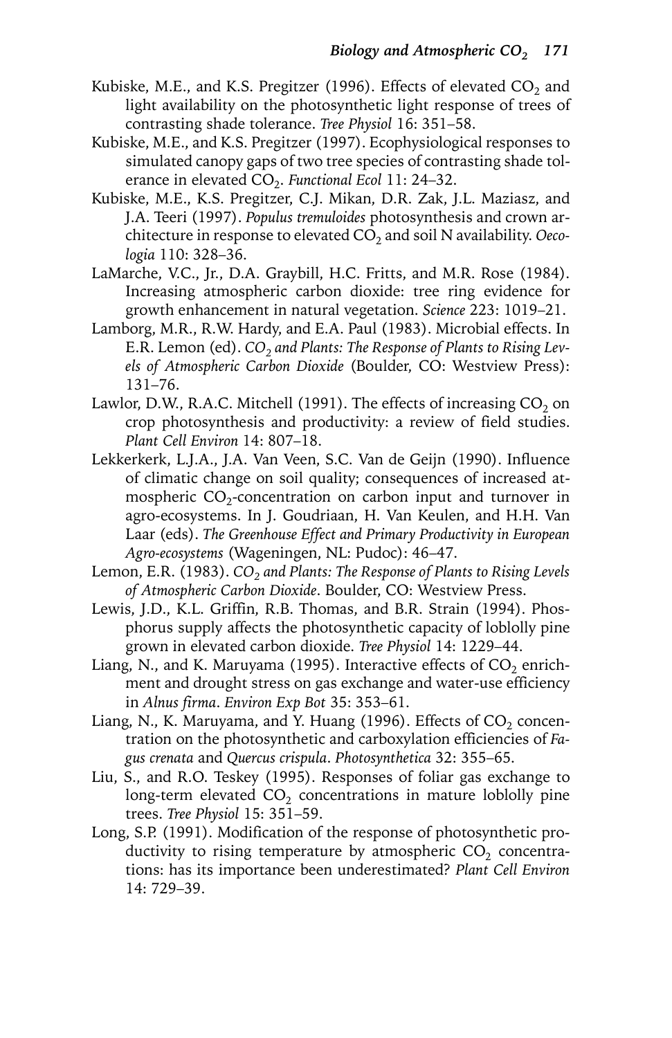Kubiske, M.E., and K.S. Pregitzer (1996). Effects of elevated $CO_2$ and light availability on the photosynthetic light response of trees of contrasting shade tolerance. *Tree Physiol* 16: 351–58.

Kubiske, M.E., and K.S. Pregitzer (1997). Ecophysiological responses to simulated canopy gaps of two tree species of contrasting shade tolerance in elevated $CO_2$. *Functional Ecol* 11: 24–32.

Kubiske, M.E., K.S. Pregitzer, C.J. Mikan, D.R. Zak, J.L. Maziasz, and J.A. Teeri (1997). *Populus tremuloides* photosynthesis and crown architecture in response to elevated $CO_2$ and soil N availability. *Oecologia* 110: 328–36.

LaMarche, V.C., Jr., D.A. Graybill, H.C. Fritts, and M.R. Rose (1984). Increasing atmospheric carbon dioxide: tree ring evidence for growth enhancement in natural vegetation. *Science* 223: 1019–21.

Lamborg, M.R., R.W. Hardy, and E.A. Paul (1983). Microbial effects. In E.R. Lemon (ed). *$CO_2$ and Plants: The Response of Plants to Rising Levels of Atmospheric Carbon Dioxide* (Boulder, CO: Westview Press): 131–76.

Lawlor, D.W., R.A.C. Mitchell (1991). The effects of increasing $CO_2$ on crop photosynthesis and productivity: a review of field studies. *Plant Cell Environ* 14: 807–18.

Lekkerkerk, L.J.A., J.A. Van Veen, S.C. Van de Geijn (1990). Influence of climatic change on soil quality; consequences of increased atmospheric $CO_2$-concentration on carbon input and turnover in agro-ecosystems. In J. Goudriaan, H. Van Keulen, and H.H. Van Laar (eds). *The Greenhouse Effect and Primary Productivity in European Agro-ecosystems* (Wageningen, NL: Pudoc): 46–47.

Lemon, E.R. (1983). *$CO_2$ and Plants: The Response of Plants to Rising Levels of Atmospheric Carbon Dioxide*. Boulder, CO: Westview Press.

Lewis, J.D., K.L. Griffin, R.B. Thomas, and B.R. Strain (1994). Phosphorus supply affects the photosynthetic capacity of loblolly pine grown in elevated carbon dioxide. *Tree Physiol* 14: 1229–44.

Liang, N., and K. Maruyama (1995). Interactive effects of $CO_2$ enrichment and drought stress on gas exchange and water-use efficiency in *Alnus firma*. *Environ Exp Bot* 35: 353–61.

Liang, N., K. Maruyama, and Y. Huang (1996). Effects of $CO_2$ concentration on the photosynthetic and carboxylation efficiencies of *Fagus crenata* and *Quercus crispula*. *Photosynthetica* 32: 355–65.

Liu, S., and R.O. Teskey (1995). Responses of foliar gas exchange to long-term elevated $CO_2$ concentrations in mature loblolly pine trees. *Tree Physiol* 15: 351–59.

Long, S.P. (1991). Modification of the response of photosynthetic productivity to rising temperature by atmospheric $CO_2$ concentrations: has its importance been underestimated? *Plant Cell Environ* 14: 729–39.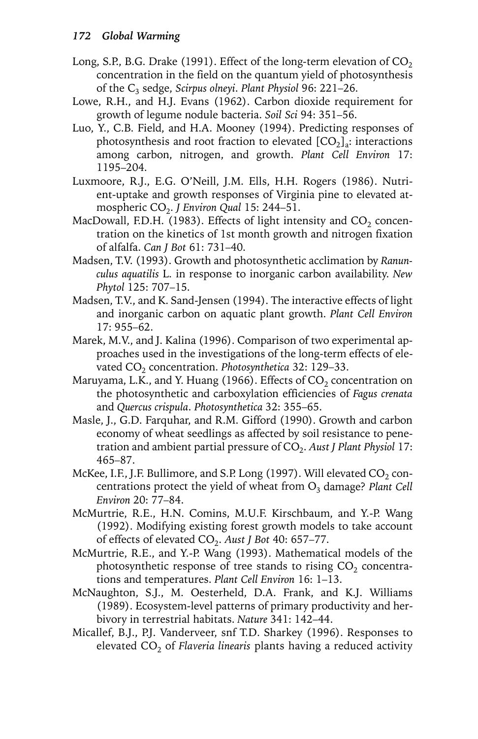Long, S.P., B.G. Drake (1991). Effect of the long-term elevation of $CO_2$ concentration in the field on the quantum yield of photosynthesis of the $C_3$ sedge, *Scirpus olneyi*. *Plant Physiol* 96: 221–26.

Lowe, R.H., and H.J. Evans (1962). Carbon dioxide requirement for growth of legume nodule bacteria. *Soil Sci* 94: 351–56.

Luo, Y., C.B. Field, and H.A. Mooney (1994). Predicting responses of photosynthesis and root fraction to elevated $[CO_2]_a$: interactions among carbon, nitrogen, and growth. *Plant Cell Environ* 17: 1195–204.

Luxmoore, R.J., E.G. O'Neill, J.M. Ells, H.H. Rogers (1986). Nutrient-uptake and growth responses of Virginia pine to elevated atmospheric $CO_2$. *J Environ Qual* 15: 244–51.

MacDowall, F.D.H. (1983). Effects of light intensity and $CO_2$ concentration on the kinetics of 1st month growth and nitrogen fixation of alfalfa. *Can J Bot* 61: 731–40.

Madsen, T.V. (1993). Growth and photosynthetic acclimation by *Ranunculus aquatilis* L. in response to inorganic carbon availability. *New Phytol* 125: 707–15.

Madsen, T.V., and K. Sand-Jensen (1994). The interactive effects of light and inorganic carbon on aquatic plant growth. *Plant Cell Environ* 17: 955–62.

Marek, M.V., and J. Kalina (1996). Comparison of two experimental approaches used in the investigations of the long-term effects of elevated $CO_2$ concentration. *Photosynthetica* 32: 129–33.

Maruyama, L.K., and Y. Huang (1966). Effects of $CO_2$ concentration on the photosynthetic and carboxylation efficiencies of *Fagus crenata* and *Quercus crispula*. *Photosynthetica* 32: 355–65.

Masle, J., G.D. Farquhar, and R.M. Gifford (1990). Growth and carbon economy of wheat seedlings as affected by soil resistance to penetration and ambient partial pressure of $CO_2$. *Aust J Plant Physiol* 17: 465–87.

McKee, I.F., J.F. Bullimore, and S.P. Long (1997). Will elevated $CO_2$ concentrations protect the yield of wheat from $O_3$ damage? *Plant Cell Environ* 20: 77–84.

McMurtrie, R.E., H.N. Comins, M.U.F. Kirschbaum, and Y.-P. Wang (1992). Modifying existing forest growth models to take account of effects of elevated $CO_2$. *Aust J Bot* 40: 657–77.

McMurtrie, R.E., and Y.-P. Wang (1993). Mathematical models of the photosynthetic response of tree stands to rising $CO_2$ concentrations and temperatures. *Plant Cell Environ* 16: 1–13.

McNaughton, S.J., M. Oesterheld, D.A. Frank, and K.J. Williams (1989). Ecosystem-level patterns of primary productivity and herbivory in terrestrial habitats. *Nature* 341: 142–44.

Micallef, B.J., P.J. Vanderveer, snf T.D. Sharkey (1996). Responses to elevated $CO_2$ of *Flaveria linearis* plants having a reduced activity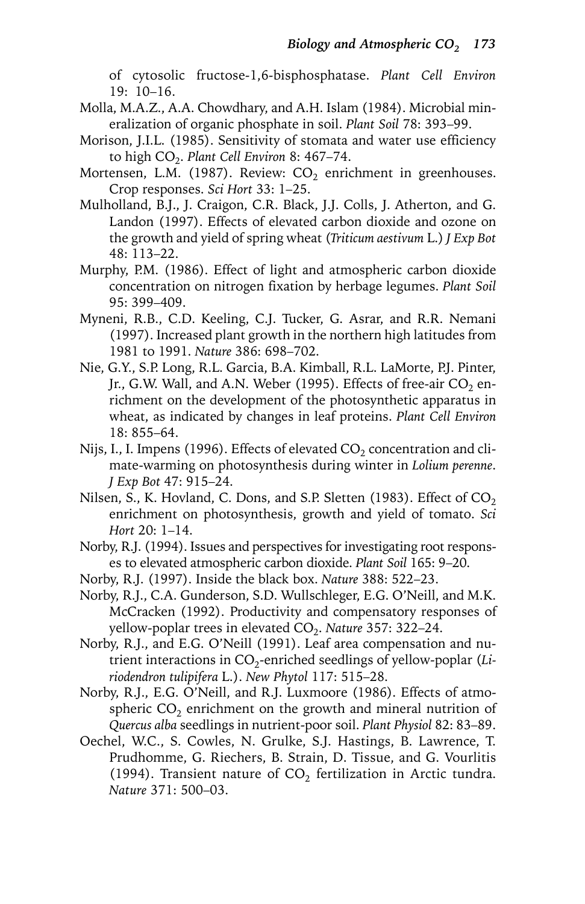of cytosolic fructose-1,6-bisphosphatase. *Plant Cell Environ* 19: 10–16.

Molla, M.A.Z., A.A. Chowdhary, and A.H. Islam (1984). Microbial mineralization of organic phosphate in soil. *Plant Soil* 78: 393–99.

Morison, J.I.L. (1985). Sensitivity of stomata and water use efficiency to high $CO_2$. *Plant Cell Environ* 8: 467–74.

Mortensen, L.M. (1987). Review: $CO_2$ enrichment in greenhouses. Crop responses. *Sci Hort* 33: 1–25.

Mulholland, B.J., J. Craigon, C.R. Black, J.J. Colls, J. Atherton, and G. Landon (1997). Effects of elevated carbon dioxide and ozone on the growth and yield of spring wheat (*Triticum aestivum* L.) *J Exp Bot* 48: 113–22.

Murphy, P.M. (1986). Effect of light and atmospheric carbon dioxide concentration on nitrogen fixation by herbage legumes. *Plant Soil* 95: 399–409.

Myneni, R.B., C.D. Keeling, C.J. Tucker, G. Asrar, and R.R. Nemani (1997). Increased plant growth in the northern high latitudes from 1981 to 1991. *Nature* 386: 698–702.

Nie, G.Y., S.P. Long, R.L. Garcia, B.A. Kimball, R.L. LaMorte, P.J. Pinter, Jr., G.W. Wall, and A.N. Weber (1995). Effects of free-air $CO_2$ enrichment on the development of the photosynthetic apparatus in wheat, as indicated by changes in leaf proteins. *Plant Cell Environ* 18: 855–64.

Nijs, I., I. Impens (1996). Effects of elevated $CO_2$ concentration and climate-warming on photosynthesis during winter in *Lolium perenne*. *J Exp Bot* 47: 915–24.

Nilsen, S., K. Hovland, C. Dons, and S.P. Sletten (1983). Effect of $CO_2$ enrichment on photosynthesis, growth and yield of tomato. *Sci Hort* 20: 1–14.

Norby, R.J. (1994). Issues and perspectives for investigating root responses to elevated atmospheric carbon dioxide. *Plant Soil* 165: 9–20.

Norby, R.J. (1997). Inside the black box. *Nature* 388: 522–23.

Norby, R.J., C.A. Gunderson, S.D. Wullschleger, E.G. O'Neill, and M.K. McCracken (1992). Productivity and compensatory responses of yellow-poplar trees in elevated $CO_2$. *Nature* 357: 322–24.

Norby, R.J., and E.G. O'Neill (1991). Leaf area compensation and nutrient interactions in $CO_2$-enriched seedlings of yellow-poplar (*Liriodendron tulipifera* L.). *New Phytol* 117: 515–28.

Norby, R.J., E.G. O'Neill, and R.J. Luxmoore (1986). Effects of atmospheric $CO_2$ enrichment on the growth and mineral nutrition of *Quercus alba* seedlings in nutrient-poor soil. *Plant Physiol* 82: 83–89.

Oechel, W.C., S. Cowles, N. Grulke, S.J. Hastings, B. Lawrence, T. Prudhomme, G. Riechers, B. Strain, D. Tissue, and G. Vourlitis (1994). Transient nature of $CO_2$ fertilization in Arctic tundra. *Nature* 371: 500–03.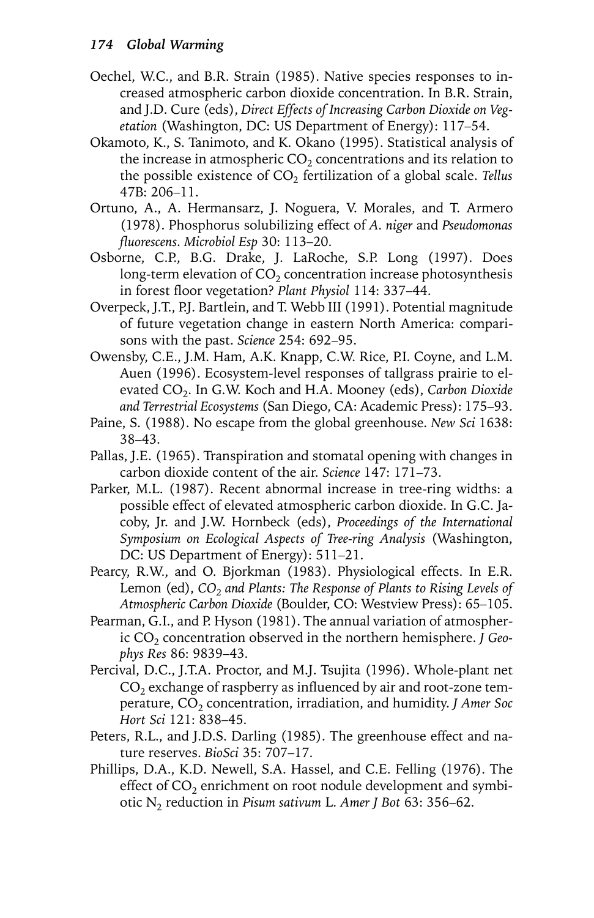Oechel, W.C., and B.R. Strain (1985). Native species responses to increased atmospheric carbon dioxide concentration. In B.R. Strain, and J.D. Cure (eds), *Direct Effects of Increasing Carbon Dioxide on Vegetation* (Washington, DC: US Department of Energy): 117–54.

Okamoto, K., S. Tanimoto, and K. Okano (1995). Statistical analysis of the increase in atmospheric $CO_2$ concentrations and its relation to the possible existence of $CO_2$ fertilization of a global scale. *Tellus* 47B: 206–11.

Ortuno, A., A. Hermansarz, J. Noguera, V. Morales, and T. Armero (1978). Phosphorus solubilizing effect of *A. niger* and *Pseudomonas fluorescens*. *Microbiol Esp* 30: 113–20.

Osborne, C.P., B.G. Drake, J. LaRoche, S.P. Long (1997). Does long-term elevation of $CO_2$ concentration increase photosynthesis in forest floor vegetation? *Plant Physiol* 114: 337–44.

Overpeck, J.T., P.J. Bartlein, and T. Webb III (1991). Potential magnitude of future vegetation change in eastern North America: comparisons with the past. *Science* 254: 692–95.

Owensby, C.E., J.M. Ham, A.K. Knapp, C.W. Rice, P.I. Coyne, and L.M. Auen (1996). Ecosystem-level responses of tallgrass prairie to elevated $CO_2$. In G.W. Koch and H.A. Mooney (eds), *Carbon Dioxide and Terrestrial Ecosystems* (San Diego, CA: Academic Press): 175–93.

Paine, S. (1988). No escape from the global greenhouse. *New Sci* 1638: 38–43.

Pallas, J.E. (1965). Transpiration and stomatal opening with changes in carbon dioxide content of the air. *Science* 147: 171–73.

Parker, M.L. (1987). Recent abnormal increase in tree-ring widths: a possible effect of elevated atmospheric carbon dioxide. In G.C. Jacoby, Jr. and J.W. Hornbeck (eds), *Proceedings of the International Symposium on Ecological Aspects of Tree-ring Analysis* (Washington, DC: US Department of Energy): 511–21.

Pearcy, R.W., and O. Bjorkman (1983). Physiological effects. In E.R. Lemon (ed), *$CO_2$ and Plants: The Response of Plants to Rising Levels of Atmospheric Carbon Dioxide* (Boulder, CO: Westview Press): 65–105.

Pearman, G.I., and P. Hyson (1981). The annual variation of atmospheric $CO_2$ concentration observed in the northern hemisphere. *J Geophys Res* 86: 9839–43.

Percival, D.C., J.T.A. Proctor, and M.J. Tsujita (1996). Whole-plant net $CO_2$ exchange of raspberry as influenced by air and root-zone temperature, $CO_2$ concentration, irradiation, and humidity. *J Amer Soc Hort Sci* 121: 838–45.

Peters, R.L., and J.D.S. Darling (1985). The greenhouse effect and nature reserves. *BioSci* 35: 707–17.

Phillips, D.A., K.D. Newell, S.A. Hassel, and C.E. Felling (1976). The effect of $CO_2$ enrichment on root nodule development and symbiotic $N_2$ reduction in *Pisum sativum* L. *Amer J Bot* 63: 356–62.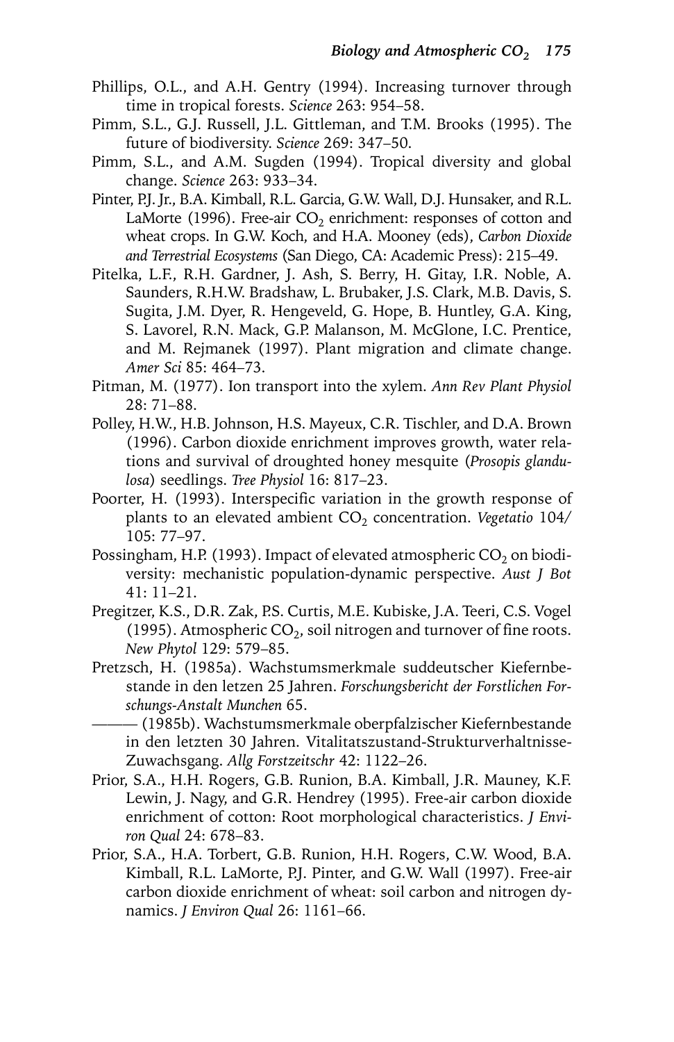Phillips, O.L., and A.H. Gentry (1994). Increasing turnover through time in tropical forests. *Science* 263: 954–58.

Pimm, S.L., G.J. Russell, J.L. Gittleman, and T.M. Brooks (1995). The future of biodiversity. *Science* 269: 347–50.

Pimm, S.L., and A.M. Sugden (1994). Tropical diversity and global change. *Science* 263: 933–34.

Pinter, P.J. Jr., B.A. Kimball, R.L. Garcia, G.W. Wall, D.J. Hunsaker, and R.L. LaMorte (1996). Free-air $CO_2$ enrichment: responses of cotton and wheat crops. In G.W. Koch, and H.A. Mooney (eds), *Carbon Dioxide and Terrestrial Ecosystems* (San Diego, CA: Academic Press): 215–49.

Pitelka, L.F., R.H. Gardner, J. Ash, S. Berry, H. Gitay, I.R. Noble, A. Saunders, R.H.W. Bradshaw, L. Brubaker, J.S. Clark, M.B. Davis, S. Sugita, J.M. Dyer, R. Hengeveld, G. Hope, B. Huntley, G.A. King, S. Lavorel, R.N. Mack, G.P. Malanson, M. McGlone, I.C. Prentice, and M. Rejmanek (1997). Plant migration and climate change. *Amer Sci* 85: 464–73.

Pitman, M. (1977). Ion transport into the xylem. *Ann Rev Plant Physiol* 28: 71–88.

Polley, H.W., H.B. Johnson, H.S. Mayeux, C.R. Tischler, and D.A. Brown (1996). Carbon dioxide enrichment improves growth, water relations and survival of droughted honey mesquite (*Prosopis glandulosa*) seedlings. *Tree Physiol* 16: 817–23.

Poorter, H. (1993). Interspecific variation in the growth response of plants to an elevated ambient $CO_2$ concentration. *Vegetatio* 104/105: 77–97.

Possingham, H.P. (1993). Impact of elevated atmospheric $CO_2$ on biodiversity: mechanistic population-dynamic perspective. *Aust J Bot* 41: 11–21.

Pregitzer, K.S., D.R. Zak, P.S. Curtis, M.E. Kubiske, J.A. Teeri, C.S. Vogel (1995). Atmospheric $CO_2$, soil nitrogen and turnover of fine roots. *New Phytol* 129: 579–85.

Pretzsch, H. (1985a). Wachstumsmerkmale suddeutscher Kiefernbestande in den letzen 25 Jahren. *Forschungsbericht der Forstlichen Forschungs-Anstalt Munchen* 65.

——— (1985b). Wachstumsmerkmale oberpfalzischer Kiefernbestande in den letzten 30 Jahren. Vitalitatszustand-Strukturverhaltnisse-Zuwachsgang. *Allg Forstzeitschr* 42: 1122–26.

Prior, S.A., H.H. Rogers, G.B. Runion, B.A. Kimball, J.R. Mauney, K.F. Lewin, J. Nagy, and G.R. Hendrey (1995). Free-air carbon dioxide enrichment of cotton: Root morphological characteristics. *J Environ Qual* 24: 678–83.

Prior, S.A., H.A. Torbert, G.B. Runion, H.H. Rogers, C.W. Wood, B.A. Kimball, R.L. LaMorte, P.J. Pinter, and G.W. Wall (1997). Free-air carbon dioxide enrichment of wheat: soil carbon and nitrogen dynamics. *J Environ Qual* 26: 1161–66.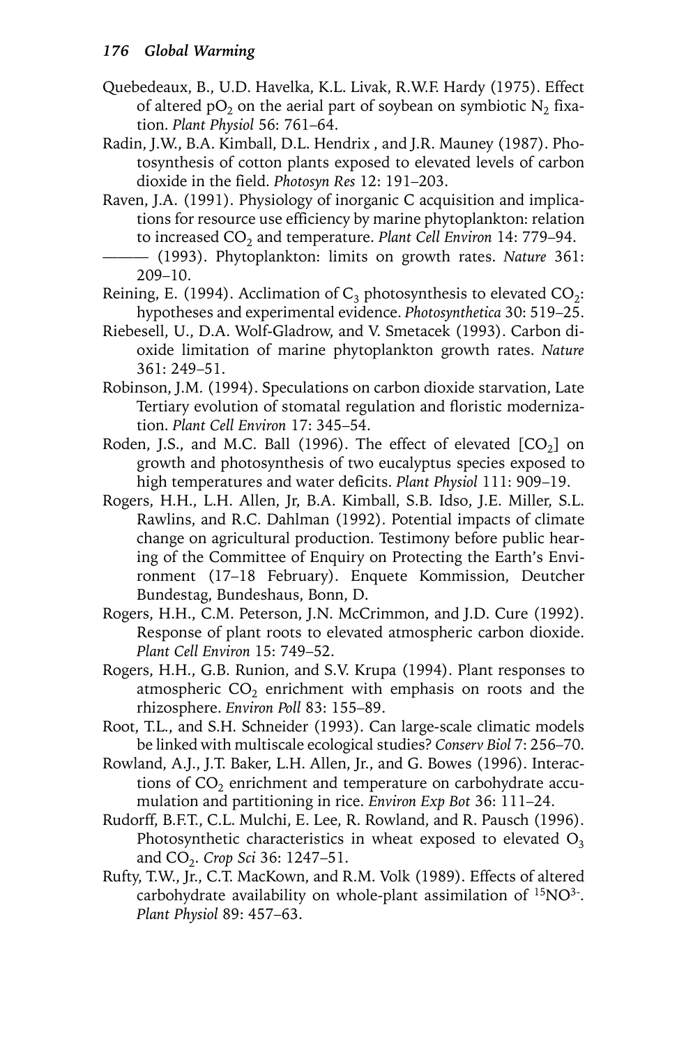Quebedeaux, B., U.D. Havelka, K.L. Livak, R.W.F. Hardy (1975). Effect of altered $pO_2$ on the aerial part of soybean on symbiotic $N_2$ fixation. *Plant Physiol* 56: 761–64.

Radin, J.W., B.A. Kimball, D.L. Hendrix , and J.R. Mauney (1987). Photosynthesis of cotton plants exposed to elevated levels of carbon dioxide in the field. *Photosyn Res* 12: 191–203.

Raven, J.A. (1991). Physiology of inorganic C acquisition and implications for resource use efficiency by marine phytoplankton: relation to increased $CO_2$ and temperature. *Plant Cell Environ* 14: 779–94.

——— (1993). Phytoplankton: limits on growth rates. *Nature* 361: 209–10.

Reining, E. (1994). Acclimation of $C_3$ photosynthesis to elevated $CO_2$: hypotheses and experimental evidence. *Photosynthetica* 30: 519–25.

Riebesell, U., D.A. Wolf-Gladrow, and V. Smetacek (1993). Carbon dioxide limitation of marine phytoplankton growth rates. *Nature* 361: 249–51.

Robinson, J.M. (1994). Speculations on carbon dioxide starvation, Late Tertiary evolution of stomatal regulation and floristic modernization. *Plant Cell Environ* 17: 345–54.

Roden, J.S., and M.C. Ball (1996). The effect of elevated $[CO_2]$ on growth and photosynthesis of two eucalyptus species exposed to high temperatures and water deficits. *Plant Physiol* 111: 909–19.

Rogers, H.H., L.H. Allen, Jr, B.A. Kimball, S.B. Idso, J.E. Miller, S.L. Rawlins, and R.C. Dahlman (1992). Potential impacts of climate change on agricultural production. Testimony before public hearing of the Committee of Enquiry on Protecting the Earth's Environment (17–18 February). Enquete Kommission, Deutcher Bundestag, Bundeshaus, Bonn, D.

Rogers, H.H., C.M. Peterson, J.N. McCrimmon, and J.D. Cure (1992). Response of plant roots to elevated atmospheric carbon dioxide. *Plant Cell Environ* 15: 749–52.

Rogers, H.H., G.B. Runion, and S.V. Krupa (1994). Plant responses to atmospheric $CO_2$ enrichment with emphasis on roots and the rhizosphere. *Environ Poll* 83: 155–89.

Root, T.L., and S.H. Schneider (1993). Can large-scale climatic models be linked with multiscale ecological studies? *Conserv Biol* 7: 256–70.

Rowland, A.J., J.T. Baker, L.H. Allen, Jr., and G. Bowes (1996). Interactions of $CO_2$ enrichment and temperature on carbohydrate accumulation and partitioning in rice. *Environ Exp Bot* 36: 111–24.

Rudorff, B.F.T., C.L. Mulchi, E. Lee, R. Rowland, and R. Pausch (1996). Photosynthetic characteristics in wheat exposed to elevated $O_3$ and $CO_2$. *Crop Sci* 36: 1247–51.

Rufty, T.W., Jr., C.T. MacKown, and R.M. Volk (1989). Effects of altered carbohydrate availability on whole-plant assimilation of $^{15}NO^{3-}$. *Plant Physiol* 89: 457–63.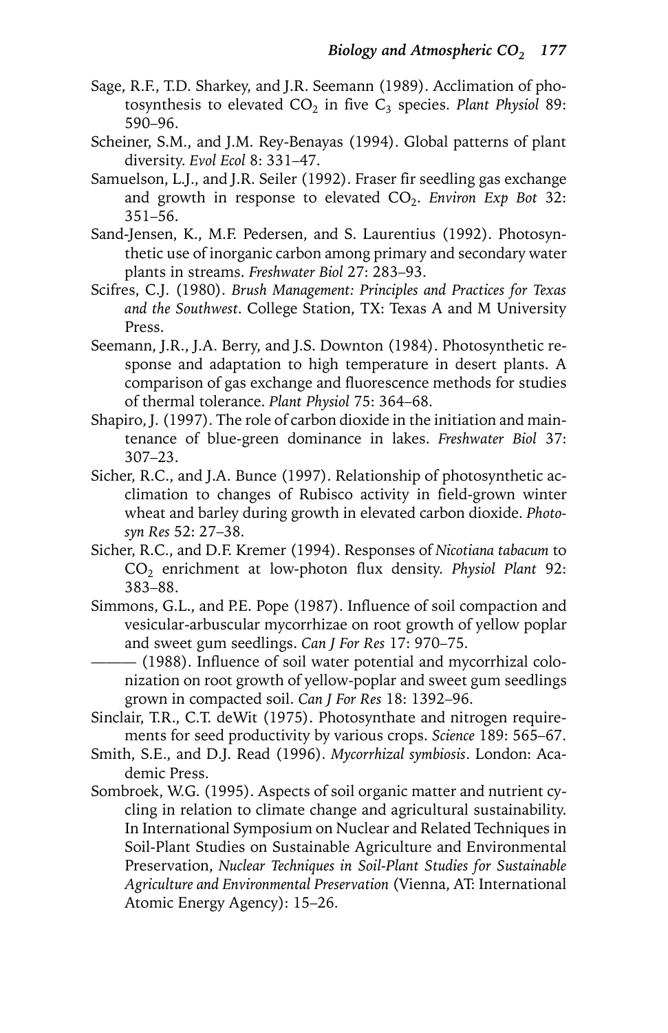Sage, R.F., T.D. Sharkey, and J.R. Seemann (1989). Acclimation of photosynthesis to elevated $CO_2$ in five $C_3$ species. *Plant Physiol* 89: 590–96.

Scheiner, S.M., and J.M. Rey-Benayas (1994). Global patterns of plant diversity. *Evol Ecol* 8: 331–47.

Samuelson, L.J., and J.R. Seiler (1992). Fraser fir seedling gas exchange and growth in response to elevated $CO_2$. *Environ Exp Bot* 32: 351–56.

Sand-Jensen, K., M.F. Pedersen, and S. Laurentius (1992). Photosynthetic use of inorganic carbon among primary and secondary water plants in streams. *Freshwater Biol* 27: 283–93.

Scifres, C.J. (1980). *Brush Management: Principles and Practices for Texas and the Southwest*. College Station, TX: Texas A and M University Press.

Seemann, J.R., J.A. Berry, and J.S. Downton (1984). Photosynthetic response and adaptation to high temperature in desert plants. A comparison of gas exchange and fluorescence methods for studies of thermal tolerance. *Plant Physiol* 75: 364–68.

Shapiro, J. (1997). The role of carbon dioxide in the initiation and maintenance of blue-green dominance in lakes. *Freshwater Biol* 37: 307–23.

Sicher, R.C., and J.A. Bunce (1997). Relationship of photosynthetic acclimation to changes of Rubisco activity in field-grown winter wheat and barley during growth in elevated carbon dioxide. *Photosyn Res* 52: 27–38.

Sicher, R.C., and D.F. Kremer (1994). Responses of *Nicotiana tabacum* to $CO_2$ enrichment at low-photon flux density. *Physiol Plant* 92: 383–88.

Simmons, G.L., and P.E. Pope (1987). Influence of soil compaction and vesicular-arbuscular mycorrhizae on root growth of yellow poplar and sweet gum seedlings. *Can J For Res* 17: 970–75.

——— (1988). Influence of soil water potential and mycorrhizal colonization on root growth of yellow-poplar and sweet gum seedlings grown in compacted soil. *Can J For Res* 18: 1392–96.

Sinclair, T.R., C.T. deWit (1975). Photosynthate and nitrogen requirements for seed productivity by various crops. *Science* 189: 565–67.

Smith, S.E., and D.J. Read (1996). *Mycorrhizal symbiosis*. London: Academic Press.

Sombroek, W.G. (1995). Aspects of soil organic matter and nutrient cycling in relation to climate change and agricultural sustainability. In International Symposium on Nuclear and Related Techniques in Soil-Plant Studies on Sustainable Agriculture and Environmental Preservation, *Nuclear Techniques in Soil-Plant Studies for Sustainable Agriculture and Environmental Preservation* (Vienna, AT: International Atomic Energy Agency): 15–26.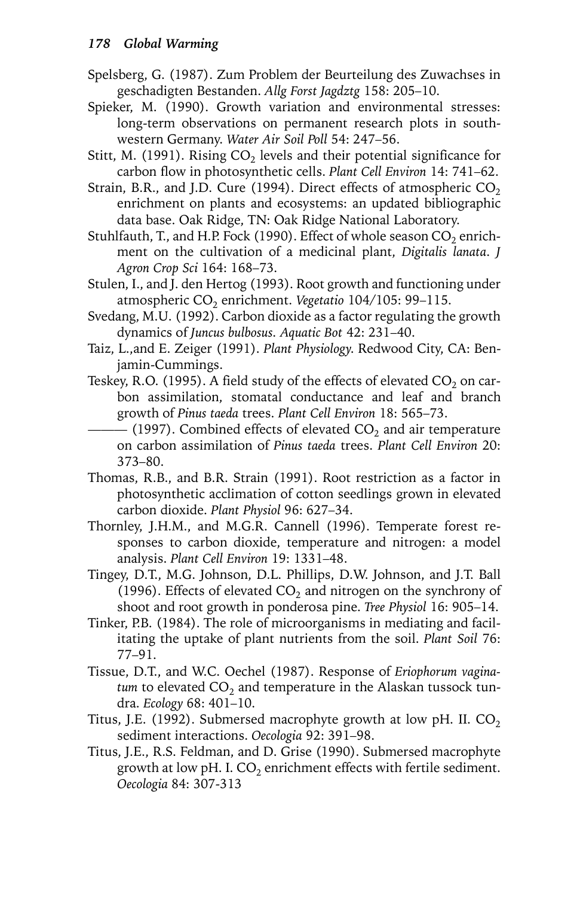Spelsberg, G. (1987). Zum Problem der Beurteilung des Zuwachses in geschadigten Bestanden. *Allg Forst Jagdztg* 158: 205–10.

Spieker, M. (1990). Growth variation and environmental stresses: long-term observations on permanent research plots in southwestern Germany. *Water Air Soil Poll* 54: 247–56.

Stitt, M. (1991). Rising $CO_2$ levels and their potential significance for carbon flow in photosynthetic cells. *Plant Cell Environ* 14: 741–62.

Strain, B.R., and J.D. Cure (1994). Direct effects of atmospheric $CO_2$ enrichment on plants and ecosystems: an updated bibliographic data base. Oak Ridge, TN: Oak Ridge National Laboratory.

Stuhlfauth, T., and H.P. Fock (1990). Effect of whole season $CO_2$ enrichment on the cultivation of a medicinal plant, *Digitalis lanata*. *J Agron Crop Sci* 164: 168–73.

Stulen, I., and J. den Hertog (1993). Root growth and functioning under atmospheric $CO_2$ enrichment. *Vegetatio* 104/105: 99–115.

Svedang, M.U. (1992). Carbon dioxide as a factor regulating the growth dynamics of *Juncus bulbosus*. *Aquatic Bot* 42: 231–40.

Taiz, L.,and E. Zeiger (1991). *Plant Physiology*. Redwood City, CA: Benjamin-Cummings.

Teskey, R.O. (1995). A field study of the effects of elevated $CO_2$ on carbon assimilation, stomatal conductance and leaf and branch growth of *Pinus taeda* trees. *Plant Cell Environ* 18: 565–73.

——— (1997). Combined effects of elevated $CO_2$ and air temperature on carbon assimilation of *Pinus taeda* trees. *Plant Cell Environ* 20: 373–80.

Thomas, R.B., and B.R. Strain (1991). Root restriction as a factor in photosynthetic acclimation of cotton seedlings grown in elevated carbon dioxide. *Plant Physiol* 96: 627–34.

Thornley, J.H.M., and M.G.R. Cannell (1996). Temperate forest responses to carbon dioxide, temperature and nitrogen: a model analysis. *Plant Cell Environ* 19: 1331–48.

Tingey, D.T., M.G. Johnson, D.L. Phillips, D.W. Johnson, and J.T. Ball (1996). Effects of elevated $CO_2$ and nitrogen on the synchrony of shoot and root growth in ponderosa pine. *Tree Physiol* 16: 905–14.

Tinker, P.B. (1984). The role of microorganisms in mediating and facilitating the uptake of plant nutrients from the soil. *Plant Soil* 76: 77–91.

Tissue, D.T., and W.C. Oechel (1987). Response of *Eriophorum vaginatum* to elevated $CO_2$ and temperature in the Alaskan tussock tundra. *Ecology* 68: 401–10.

Titus, J.E. (1992). Submersed macrophyte growth at low pH. II. $CO_2$ sediment interactions. *Oecologia* 92: 391–98.

Titus, J.E., R.S. Feldman, and D. Grise (1990). Submersed macrophyte growth at low pH. I. $CO_2$ enrichment effects with fertile sediment. *Oecologia* 84: 307-313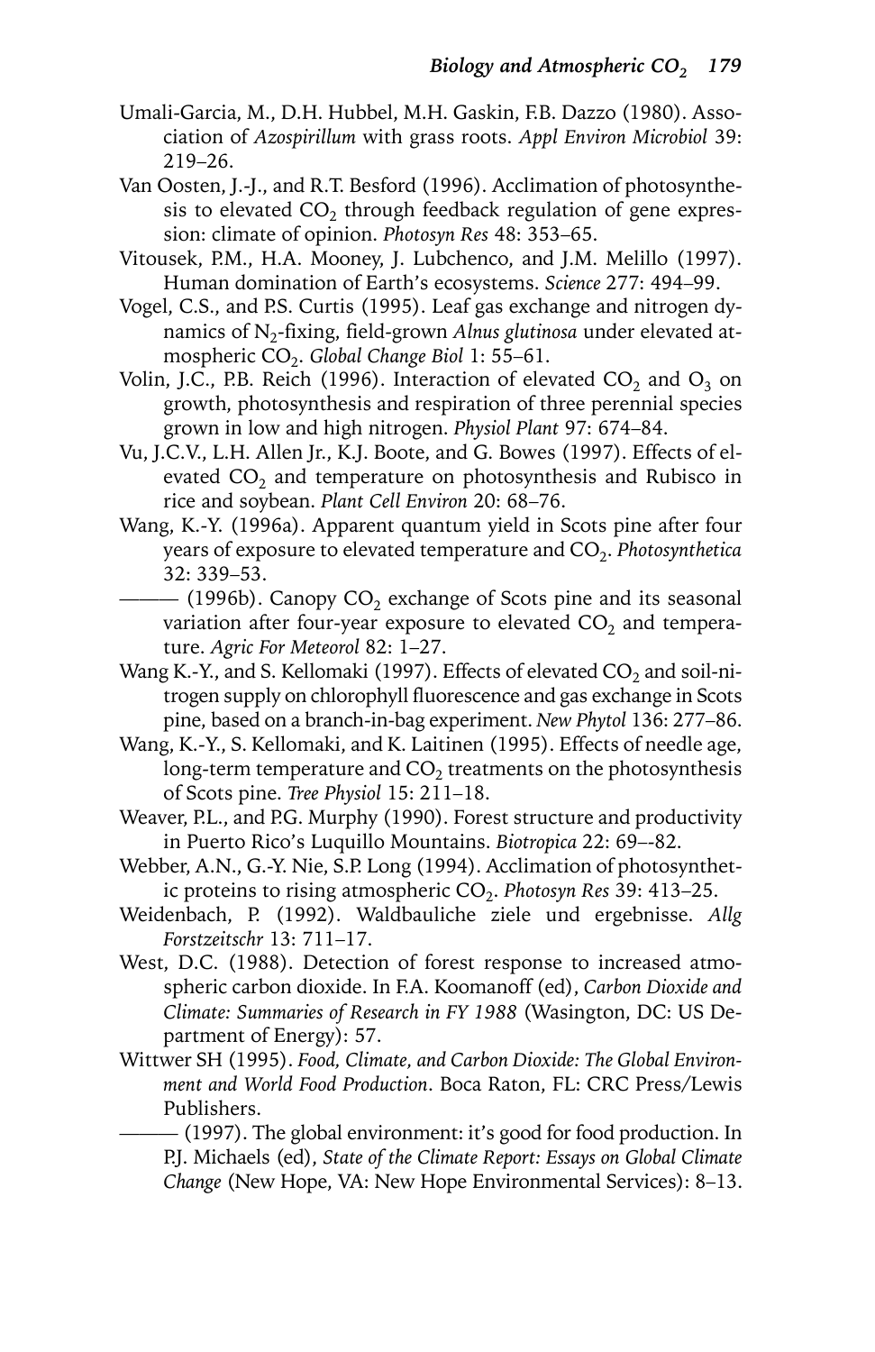Umali-Garcia, M., D.H. Hubbel, M.H. Gaskin, F.B. Dazzo (1980). Association of *Azospirillum* with grass roots. *Appl Environ Microbiol* 39: 219–26.

Van Oosten, J.-J., and R.T. Besford (1996). Acclimation of photosynthesis to elevated $CO_2$ through feedback regulation of gene expression: climate of opinion. *Photosyn Res* 48: 353–65.

Vitousek, P.M., H.A. Mooney, J. Lubchenco, and J.M. Melillo (1997). Human domination of Earth's ecosystems. *Science* 277: 494–99.

Vogel, C.S., and P.S. Curtis (1995). Leaf gas exchange and nitrogen dynamics of $N_2$-fixing, field-grown *Alnus glutinosa* under elevated atmospheric $CO_2$. *Global Change Biol* 1: 55–61.

Volin, J.C., P.B. Reich (1996). Interaction of elevated $CO_2$ and $O_3$ on growth, photosynthesis and respiration of three perennial species grown in low and high nitrogen. *Physiol Plant* 97: 674–84.

Vu, J.C.V., L.H. Allen Jr., K.J. Boote, and G. Bowes (1997). Effects of elevated $CO_2$ and temperature on photosynthesis and Rubisco in rice and soybean. *Plant Cell Environ* 20: 68–76.

Wang, K.-Y. (1996a). Apparent quantum yield in Scots pine after four years of exposure to elevated temperature and $CO_2$. *Photosynthetica* 32: 339–53.

——— (1996b). Canopy $CO_2$ exchange of Scots pine and its seasonal variation after four-year exposure to elevated $CO_2$ and temperature. *Agric For Meteorol* 82: 1–27.

Wang K.-Y., and S. Kellomaki (1997). Effects of elevated $CO_2$ and soil-nitrogen supply on chlorophyll fluorescence and gas exchange in Scots pine, based on a branch-in-bag experiment. *New Phytol* 136: 277–86.

Wang, K.-Y., S. Kellomaki, and K. Laitinen (1995). Effects of needle age, long-term temperature and $CO_2$ treatments on the photosynthesis of Scots pine. *Tree Physiol* 15: 211–18.

Weaver, P.L., and P.G. Murphy (1990). Forest structure and productivity in Puerto Rico's Luquillo Mountains. *Biotropica* 22: 69–-82.

Webber, A.N., G.-Y. Nie, S.P. Long (1994). Acclimation of photosynthetic proteins to rising atmospheric $CO_2$. *Photosyn Res* 39: 413–25.

Weidenbach, P. (1992). Waldbauliche ziele und ergebnisse. *Allg Forstzeitschr* 13: 711–17.

West, D.C. (1988). Detection of forest response to increased atmospheric carbon dioxide. In F.A. Koomanoff (ed), *Carbon Dioxide and Climate: Summaries of Research in FY 1988* (Wasington, DC: US Department of Energy): 57.

Wittwer SH (1995). *Food, Climate, and Carbon Dioxide: The Global Environment and World Food Production*. Boca Raton, FL: CRC Press/Lewis Publishers.

——— (1997). The global environment: it's good for food production. In P.J. Michaels (ed), *State of the Climate Report: Essays on Global Climate Change* (New Hope, VA: New Hope Environmental Services): 8–13.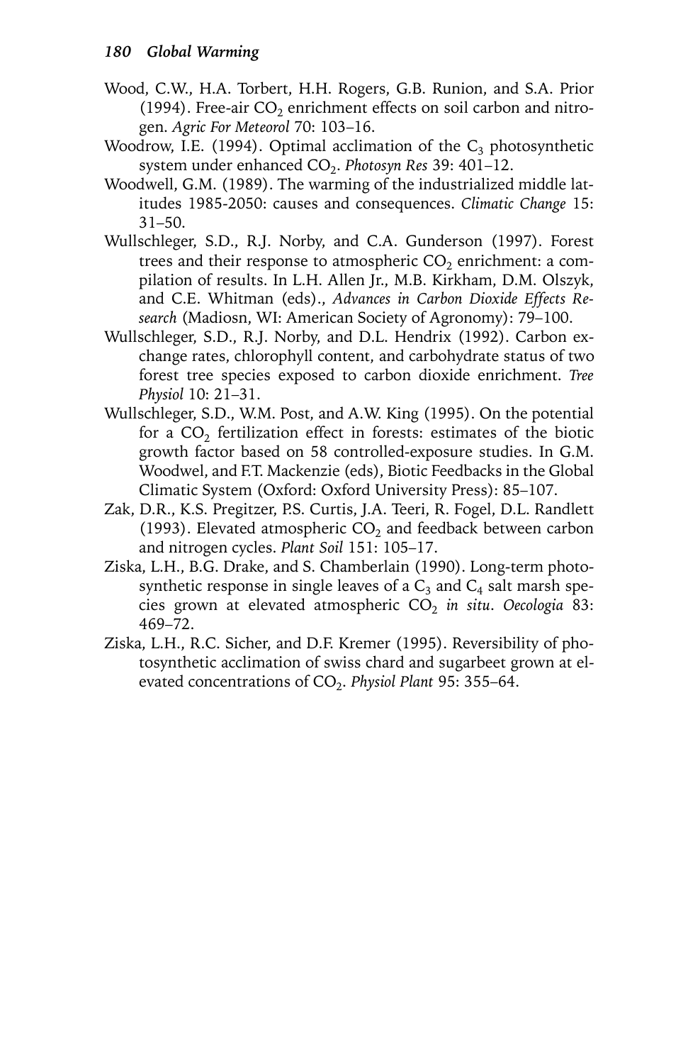Wood, C.W., H.A. Torbert, H.H. Rogers, G.B. Runion, and S.A. Prior (1994). Free-air $CO_2$ enrichment effects on soil carbon and nitrogen. *Agric For Meteorol* 70: 103–16.

Woodrow, I.E. (1994). Optimal acclimation of the $C_3$ photosynthetic system under enhanced $CO_2$. *Photosyn Res* 39: 401–12.

Woodwell, G.M. (1989). The warming of the industrialized middle latitudes 1985-2050: causes and consequences. *Climatic Change* 15: 31–50.

Wullschleger, S.D., R.J. Norby, and C.A. Gunderson (1997). Forest trees and their response to atmospheric $CO_2$ enrichment: a compilation of results. In L.H. Allen Jr., M.B. Kirkham, D.M. Olszyk, and C.E. Whitman (eds)., *Advances in Carbon Dioxide Effects Research* (Madiosn, WI: American Society of Agronomy): 79–100.

Wullschleger, S.D., R.J. Norby, and D.L. Hendrix (1992). Carbon exchange rates, chlorophyll content, and carbohydrate status of two forest tree species exposed to carbon dioxide enrichment. *Tree Physiol* 10: 21–31.

Wullschleger, S.D., W.M. Post, and A.W. King (1995). On the potential for a $CO_2$ fertilization effect in forests: estimates of the biotic growth factor based on 58 controlled-exposure studies. In G.M. Woodwel, and F.T. Mackenzie (eds), Biotic Feedbacks in the Global Climatic System (Oxford: Oxford University Press): 85–107.

Zak, D.R., K.S. Pregitzer, P.S. Curtis, J.A. Teeri, R. Fogel, D.L. Randlett (1993). Elevated atmospheric $CO_2$ and feedback between carbon and nitrogen cycles. *Plant Soil* 151: 105–17.

Ziska, L.H., B.G. Drake, and S. Chamberlain (1990). Long-term photosynthetic response in single leaves of a $C_3$ and $C_4$ salt marsh species grown at elevated atmospheric $CO_2$ *in situ*. *Oecologia* 83: 469–72.

Ziska, L.H., R.C. Sicher, and D.F. Kremer (1995). Reversibility of photosynthetic acclimation of swiss chard and sugarbeet grown at elevated concentrations of $CO_2$. *Physiol Plant* 95: 355–64.